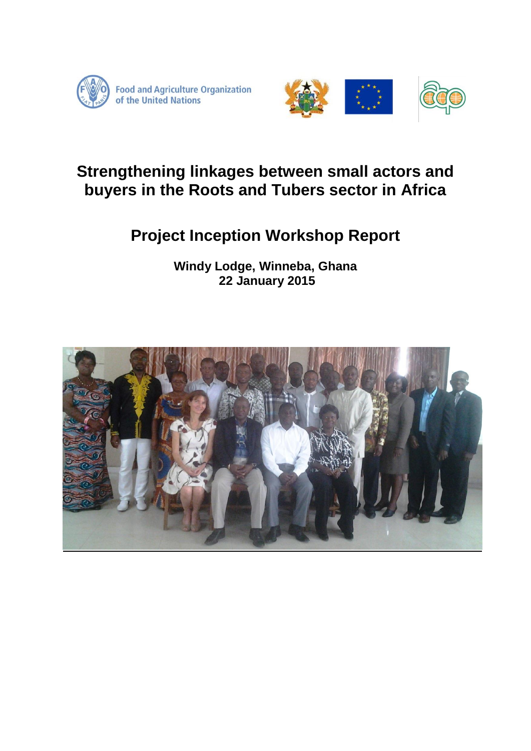Food and Agriculture Organization of the United Nations

# Strengthening linkages between small actors and buyers in the Roots and Tubers sector in Africa

## Project Inception Workshop Report

**Windy Lodge, Winneba, Ghana**
**22 January 2015**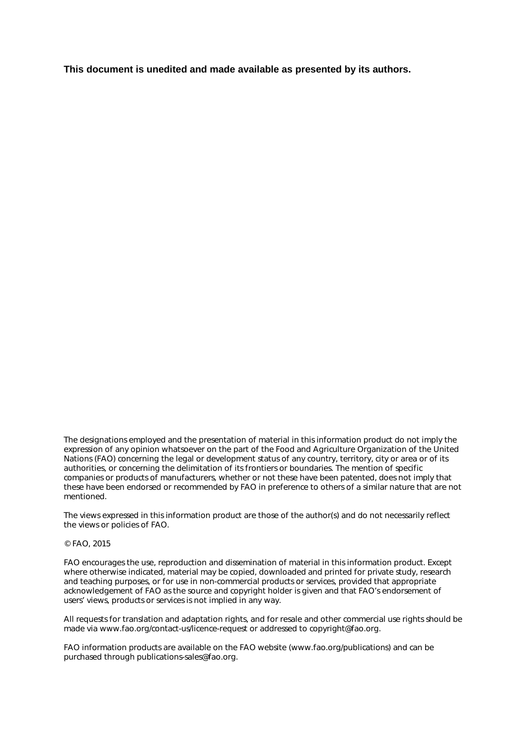**This document is unedited and made available as presented by its authors.**

The designations employed and the presentation of material in this information product do not imply the expression of any opinion whatsoever on the part of the Food and Agriculture Organization of the United Nations (FAO) concerning the legal or development status of any country, territory, city or area or of its authorities, or concerning the delimitation of its frontiers or boundaries. The mention of specific companies or products of manufacturers, whether or not these have been patented, does not imply that these have been endorsed or recommended by FAO in preference to others of a similar nature that are not mentioned.

The views expressed in this information product are those of the author(s) and do not necessarily reflect the views or policies of FAO.

© FAO, 2015

FAO encourages the use, reproduction and dissemination of material in this information product. Except where otherwise indicated, material may be copied, downloaded and printed for private study, research and teaching purposes, or for use in non-commercial products or services, provided that appropriate acknowledgement of FAO as the source and copyright holder is given and that FAO's endorsement of users' views, products or services is not implied in any way.

All requests for translation and adaptation rights, and for resale and other commercial use rights should be made via www.fao.org/contact-us/licence-request or addressed to copyright@fao.org.

FAO information products are available on the FAO website (www.fao.org/publications) and can be purchased through publications-sales@fao.org.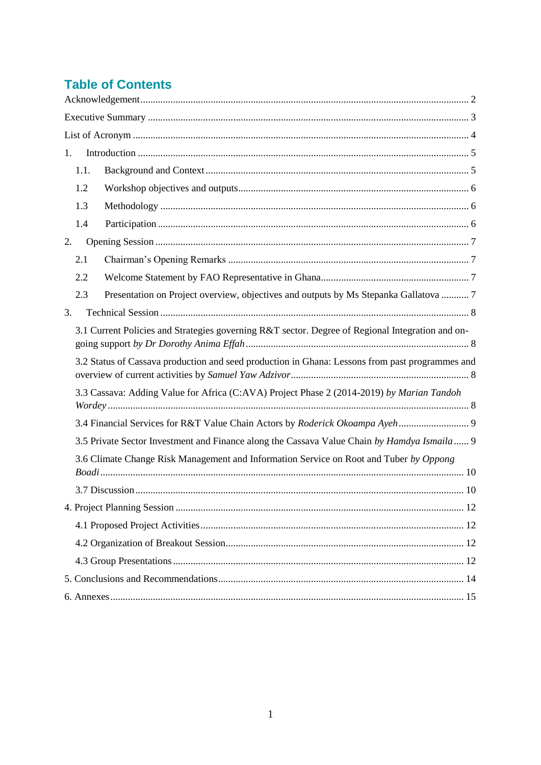## Table of Contents

Acknowledgement ........................................................ 2

Executive Summary ........................................................ 3

List of Acronym ........................................................ 4

1. Introduction ........................................................ 5
   - 1.1. Background and Context ........................................................ 5
   - 1.2 Workshop objectives and outputs ........................................................ 6
   - 1.3 Methodology ........................................................ 6
   - 1.4 Participation ........................................................ 6
2. Opening Session ........................................................ 7
   - 2.1 Chairman's Opening Remarks ........................................................ 7
   - 2.2 Welcome Statement by FAO Representative in Ghana ........................................................ 7
   - 2.3 Presentation on Project overview, objectives and outputs by Ms Stepanka Gallatova ........... 7
3. Technical Session ........................................................ 8
   - 3.1 Current Policies and Strategies governing R&T sector. Degree of Regional Integration and on-going support *by Dr Dorothy Anima Effah* ........................................................ 8
   - 3.2 Status of Cassava production and seed production in Ghana: Lessons from past programmes and overview of current activities by *Samuel Yaw Adzivor* ........................................................ 8
   - 3.3 Cassava: Adding Value for Africa (C:AVA) Project Phase 2 (2014-2019) *by Marian Tandoh Wordey* ........................................................ 8
   - 3.4 Financial Services for R&T Value Chain Actors by *Roderick Okoampa Ayeh* ........................................................ 9
   - 3.5 Private Sector Investment and Finance along the Cassava Value Chain *by Hamdya Ismaila* ...... 9
   - 3.6 Climate Change Risk Management and Information Service on Root and Tuber *by Oppong Boadi* ........................................................ 10
   - 3.7 Discussion ........................................................ 10

4. Project Planning Session ........................................................ 12
   - 4.1 Proposed Project Activities ........................................................ 12
   - 4.2 Organization of Breakout Session ........................................................ 12
   - 4.3 Group Presentations ........................................................ 12

5. Conclusions and Recommendations ........................................................ 14

6. Annexes ........................................................ 15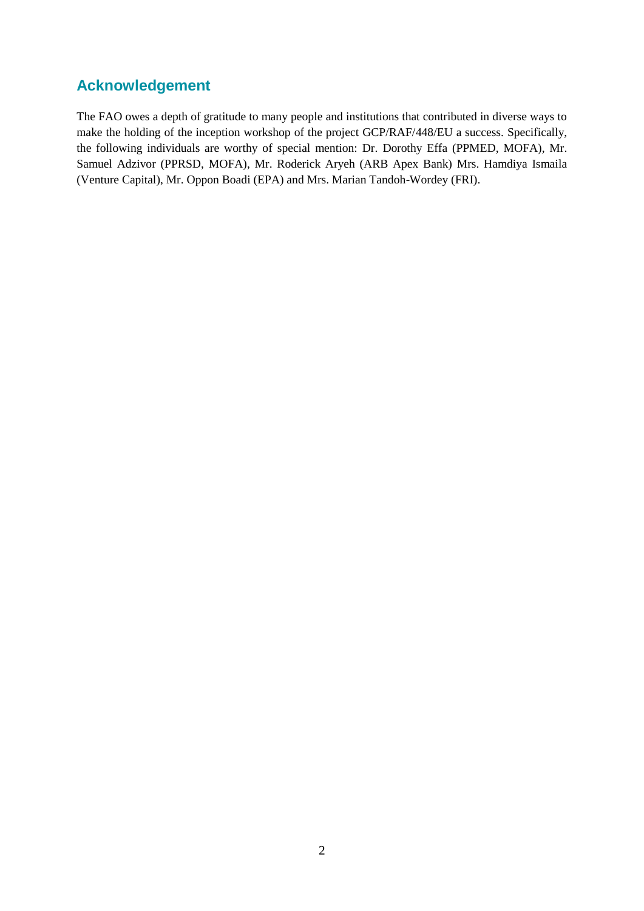## Acknowledgement

The FAO owes a depth of gratitude to many people and institutions that contributed in diverse ways to make the holding of the inception workshop of the project GCP/RAF/448/EU a success. Specifically, the following individuals are worthy of special mention: Dr. Dorothy Effa (PPMED, MOFA), Mr. Samuel Adzivor (PPRSD, MOFA), Mr. Roderick Aryeh (ARB Apex Bank) Mrs. Hamdiya Ismaila (Venture Capital), Mr. Oppon Boadi (EPA) and Mrs. Marian Tandoh-Wordey (FRI).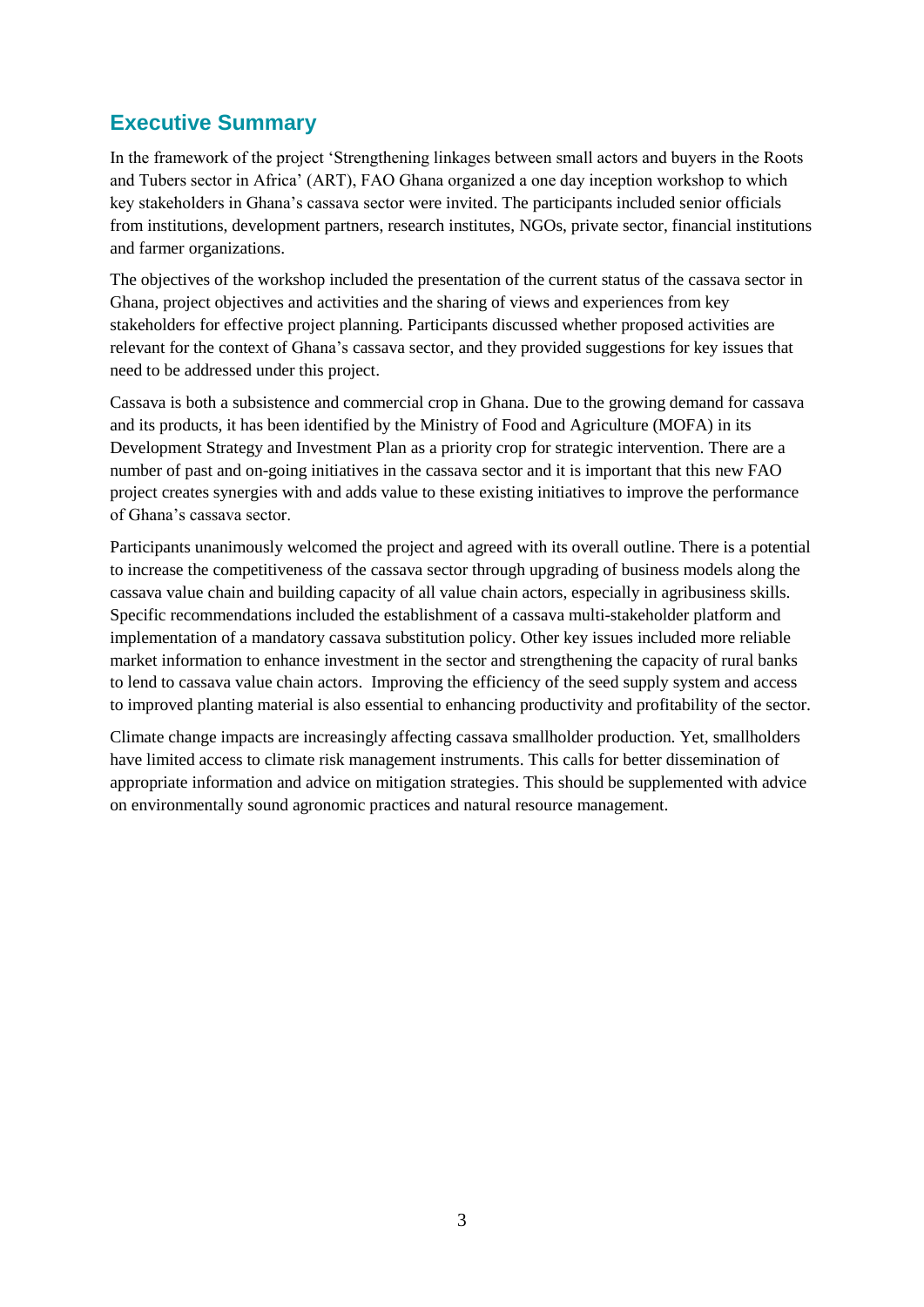## Executive Summary

In the framework of the project 'Strengthening linkages between small actors and buyers in the Roots and Tubers sector in Africa' (ART), FAO Ghana organized a one day inception workshop to which key stakeholders in Ghana's cassava sector were invited. The participants included senior officials from institutions, development partners, research institutes, NGOs, private sector, financial institutions and farmer organizations.

The objectives of the workshop included the presentation of the current status of the cassava sector in Ghana, project objectives and activities and the sharing of views and experiences from key stakeholders for effective project planning. Participants discussed whether proposed activities are relevant for the context of Ghana's cassava sector, and they provided suggestions for key issues that need to be addressed under this project.

Cassava is both a subsistence and commercial crop in Ghana. Due to the growing demand for cassava and its products, it has been identified by the Ministry of Food and Agriculture (MOFA) in its Development Strategy and Investment Plan as a priority crop for strategic intervention. There are a number of past and on-going initiatives in the cassava sector and it is important that this new FAO project creates synergies with and adds value to these existing initiatives to improve the performance of Ghana's cassava sector.

Participants unanimously welcomed the project and agreed with its overall outline. There is a potential to increase the competitiveness of the cassava sector through upgrading of business models along the cassava value chain and building capacity of all value chain actors, especially in agribusiness skills. Specific recommendations included the establishment of a cassava multi-stakeholder platform and implementation of a mandatory cassava substitution policy. Other key issues included more reliable market information to enhance investment in the sector and strengthening the capacity of rural banks to lend to cassava value chain actors. Improving the efficiency of the seed supply system and access to improved planting material is also essential to enhancing productivity and profitability of the sector.

Climate change impacts are increasingly affecting cassava smallholder production. Yet, smallholders have limited access to climate risk management instruments. This calls for better dissemination of appropriate information and advice on mitigation strategies. This should be supplemented with advice on environmentally sound agronomic practices and natural resource management.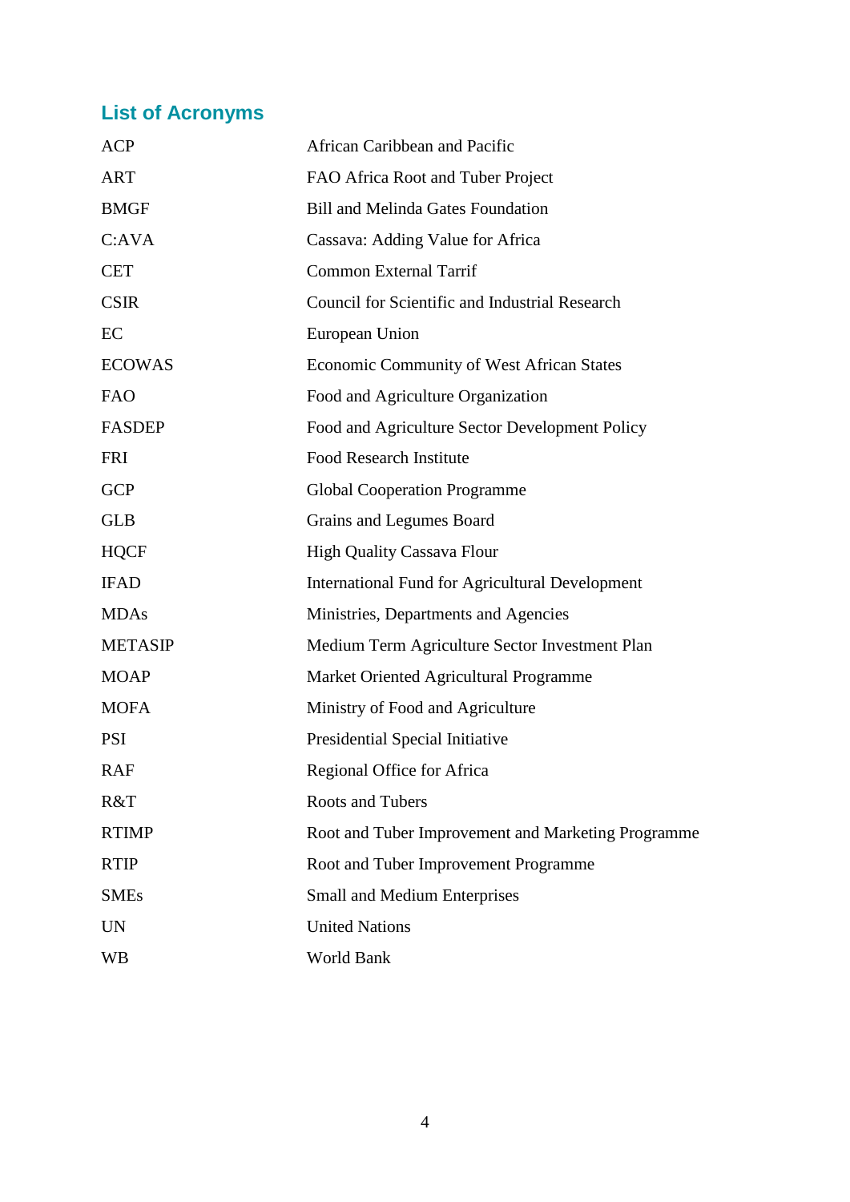## List of Acronyms

| | |
|---|---|
| ACP | African Caribbean and Pacific |
| ART | FAO Africa Root and Tuber Project |
| BMGF | Bill and Melinda Gates Foundation |
| C:AVA | Cassava: Adding Value for Africa |
| CET | Common External Tarrif |
| CSIR | Council for Scientific and Industrial Research |
| EC | European Union |
| ECOWAS | Economic Community of West African States |
| FAO | Food and Agriculture Organization |
| FASDEP | Food and Agriculture Sector Development Policy |
| FRI | Food Research Institute |
| GCP | Global Cooperation Programme |
| GLB | Grains and Legumes Board |
| HQCF | High Quality Cassava Flour |
| IFAD | International Fund for Agricultural Development |
| MDAs | Ministries, Departments and Agencies |
| METASIP | Medium Term Agriculture Sector Investment Plan |
| MOAP | Market Oriented Agricultural Programme |
| MOFA | Ministry of Food and Agriculture |
| PSI | Presidential Special Initiative |
| RAF | Regional Office for Africa |
| R&T | Roots and Tubers |
| RTIMP | Root and Tuber Improvement and Marketing Programme |
| RTIP | Root and Tuber Improvement Programme |
| SMEs | Small and Medium Enterprises |
| UN | United Nations |
| WB | World Bank |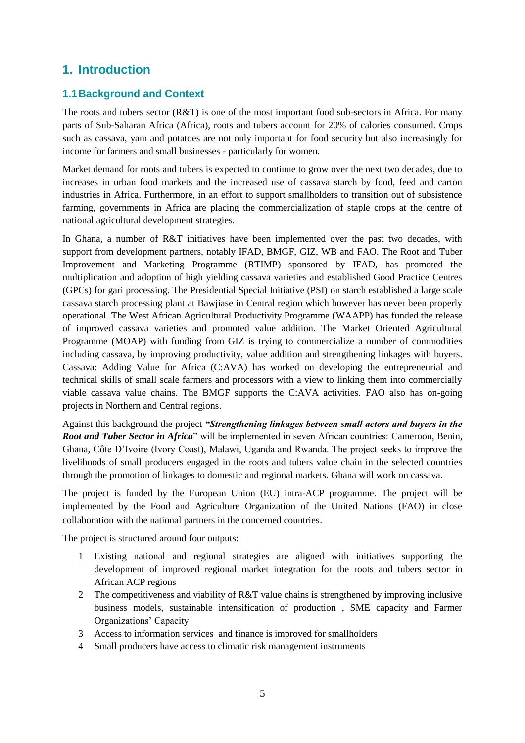# 1. Introduction

## 1.1 Background and Context

The roots and tubers sector (R&T) is one of the most important food sub-sectors in Africa. For many parts of Sub-Saharan Africa (Africa), roots and tubers account for 20% of calories consumed. Crops such as cassava, yam and potatoes are not only important for food security but also increasingly for income for farmers and small businesses - particularly for women.

Market demand for roots and tubers is expected to continue to grow over the next two decades, due to increases in urban food markets and the increased use of cassava starch by food, feed and carton industries in Africa. Furthermore, in an effort to support smallholders to transition out of subsistence farming, governments in Africa are placing the commercialization of staple crops at the centre of national agricultural development strategies.

In Ghana, a number of R&T initiatives have been implemented over the past two decades, with support from development partners, notably IFAD, BMGF, GIZ, WB and FAO. The Root and Tuber Improvement and Marketing Programme (RTIMP) sponsored by IFAD, has promoted the multiplication and adoption of high yielding cassava varieties and established Good Practice Centres (GPCs) for gari processing. The Presidential Special Initiative (PSI) on starch established a large scale cassava starch processing plant at Bawjiase in Central region which however has never been properly operational. The West African Agricultural Productivity Programme (WAAPP) has funded the release of improved cassava varieties and promoted value addition. The Market Oriented Agricultural Programme (MOAP) with funding from GIZ is trying to commercialize a number of commodities including cassava, by improving productivity, value addition and strengthening linkages with buyers. Cassava: Adding Value for Africa (C:AVA) has worked on developing the entrepreneurial and technical skills of small scale farmers and processors with a view to linking them into commercially viable cassava value chains. The BMGF supports the C:AVA activities. FAO also has on-going projects in Northern and Central regions.

Against this background the project ***"Strengthening linkages between small actors and buyers in the Root and Tuber Sector in Africa***" will be implemented in seven African countries: Cameroon, Benin, Ghana, Côte D'Ivoire (Ivory Coast), Malawi, Uganda and Rwanda. The project seeks to improve the livelihoods of small producers engaged in the roots and tubers value chain in the selected countries through the promotion of linkages to domestic and regional markets. Ghana will work on cassava.

The project is funded by the European Union (EU) intra-ACP programme. The project will be implemented by the Food and Agriculture Organization of the United Nations (FAO) in close collaboration with the national partners in the concerned countries.

The project is structured around four outputs:

1. Existing national and regional strategies are aligned with initiatives supporting the development of improved regional market integration for the roots and tubers sector in African ACP regions
2. The competitiveness and viability of R&T value chains is strengthened by improving inclusive business models, sustainable intensification of production , SME capacity and Farmer Organizations' Capacity
3. Access to information services and finance is improved for smallholders
4. Small producers have access to climatic risk management instruments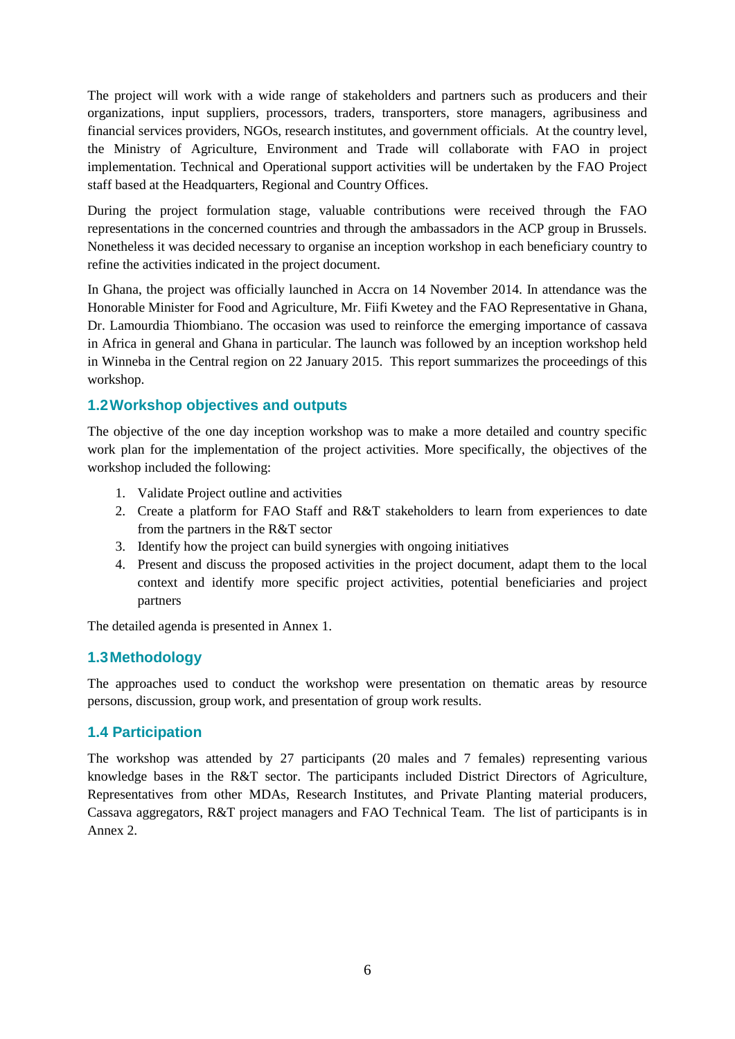The project will work with a wide range of stakeholders and partners such as producers and their organizations, input suppliers, processors, traders, transporters, store managers, agribusiness and financial services providers, NGOs, research institutes, and government officials. At the country level, the Ministry of Agriculture, Environment and Trade will collaborate with FAO in project implementation. Technical and Operational support activities will be undertaken by the FAO Project staff based at the Headquarters, Regional and Country Offices.

During the project formulation stage, valuable contributions were received through the FAO representations in the concerned countries and through the ambassadors in the ACP group in Brussels. Nonetheless it was decided necessary to organise an inception workshop in each beneficiary country to refine the activities indicated in the project document.

In Ghana, the project was officially launched in Accra on 14 November 2014. In attendance was the Honorable Minister for Food and Agriculture, Mr. Fiifi Kwetey and the FAO Representative in Ghana, Dr. Lamourdia Thiombiano. The occasion was used to reinforce the emerging importance of cassava in Africa in general and Ghana in particular. The launch was followed by an inception workshop held in Winneba in the Central region on 22 January 2015. This report summarizes the proceedings of this workshop.

## 1.2 Workshop objectives and outputs

The objective of the one day inception workshop was to make a more detailed and country specific work plan for the implementation of the project activities. More specifically, the objectives of the workshop included the following:

1. Validate Project outline and activities
2. Create a platform for FAO Staff and R&T stakeholders to learn from experiences to date from the partners in the R&T sector
3. Identify how the project can build synergies with ongoing initiatives
4. Present and discuss the proposed activities in the project document, adapt them to the local context and identify more specific project activities, potential beneficiaries and project partners

The detailed agenda is presented in Annex 1.

## 1.3 Methodology

The approaches used to conduct the workshop were presentation on thematic areas by resource persons, discussion, group work, and presentation of group work results.

## 1.4 Participation

The workshop was attended by 27 participants (20 males and 7 females) representing various knowledge bases in the R&T sector. The participants included District Directors of Agriculture, Representatives from other MDAs, Research Institutes, and Private Planting material producers, Cassava aggregators, R&T project managers and FAO Technical Team. The list of participants is in Annex 2.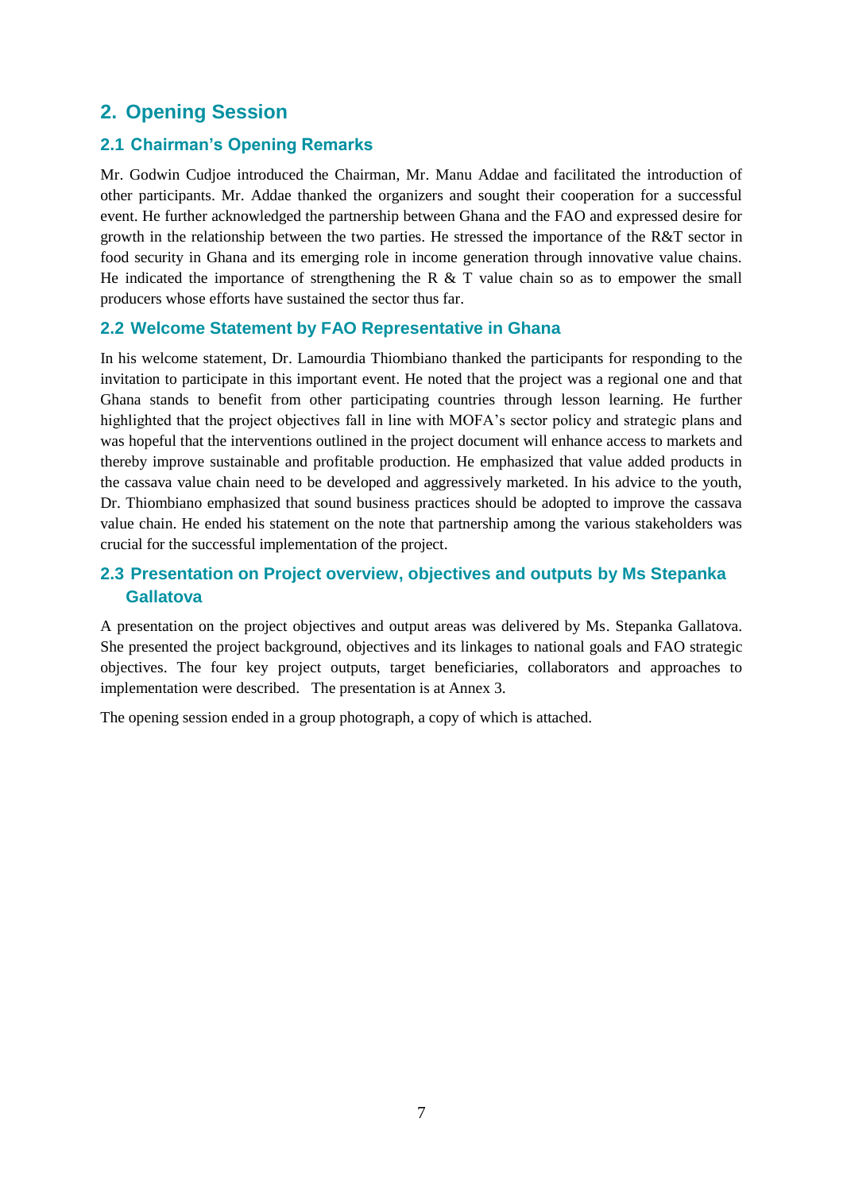# 2. Opening Session

## 2.1 Chairman's Opening Remarks

Mr. Godwin Cudjoe introduced the Chairman, Mr. Manu Addae and facilitated the introduction of other participants. Mr. Addae thanked the organizers and sought their cooperation for a successful event. He further acknowledged the partnership between Ghana and the FAO and expressed desire for growth in the relationship between the two parties. He stressed the importance of the R&T sector in food security in Ghana and its emerging role in income generation through innovative value chains. He indicated the importance of strengthening the R & T value chain so as to empower the small producers whose efforts have sustained the sector thus far.

## 2.2 Welcome Statement by FAO Representative in Ghana

In his welcome statement, Dr. Lamourdia Thiombiano thanked the participants for responding to the invitation to participate in this important event. He noted that the project was a regional one and that Ghana stands to benefit from other participating countries through lesson learning. He further highlighted that the project objectives fall in line with MOFA's sector policy and strategic plans and was hopeful that the interventions outlined in the project document will enhance access to markets and thereby improve sustainable and profitable production. He emphasized that value added products in the cassava value chain need to be developed and aggressively marketed. In his advice to the youth, Dr. Thiombiano emphasized that sound business practices should be adopted to improve the cassava value chain. He ended his statement on the note that partnership among the various stakeholders was crucial for the successful implementation of the project.

## 2.3 Presentation on Project overview, objectives and outputs by Ms Stepanka Gallatova

A presentation on the project objectives and output areas was delivered by Ms. Stepanka Gallatova. She presented the project background, objectives and its linkages to national goals and FAO strategic objectives. The four key project outputs, target beneficiaries, collaborators and approaches to implementation were described. The presentation is at Annex 3.

The opening session ended in a group photograph, a copy of which is attached.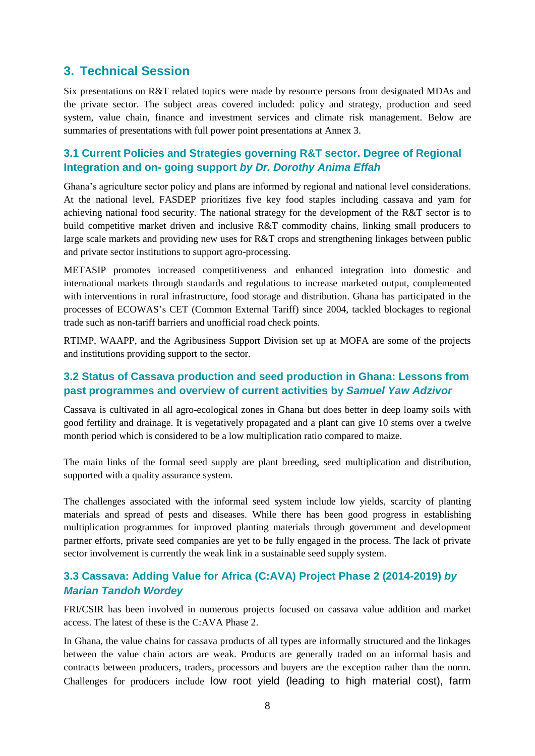## 3. Technical Session

Six presentations on R&T related topics were made by resource persons from designated MDAs and the private sector. The subject areas covered included: policy and strategy, production and seed system, value chain, finance and investment services and climate risk management. Below are summaries of presentations with full power point presentations at Annex 3.

### 3.1 Current Policies and Strategies governing R&T sector. Degree of Regional Integration and on- going support *by Dr. Dorothy Anima Effah*

Ghana's agriculture sector policy and plans are informed by regional and national level considerations. At the national level, FASDEP prioritizes five key food staples including cassava and yam for achieving national food security. The national strategy for the development of the R&T sector is to build competitive market driven and inclusive R&T commodity chains, linking small producers to large scale markets and providing new uses for R&T crops and strengthening linkages between public and private sector institutions to support agro-processing.

METASIP promotes increased competitiveness and enhanced integration into domestic and international markets through standards and regulations to increase marketed output, complemented with interventions in rural infrastructure, food storage and distribution. Ghana has participated in the processes of ECOWAS's CET (Common External Tariff) since 2004, tackled blockages to regional trade such as non-tariff barriers and unofficial road check points.

RTIMP, WAAPP, and the Agribusiness Support Division set up at MOFA are some of the projects and institutions providing support to the sector.

### 3.2 Status of Cassava production and seed production in Ghana: Lessons from past programmes and overview of current activities by *Samuel Yaw Adzivor*

Cassava is cultivated in all agro-ecological zones in Ghana but does better in deep loamy soils with good fertility and drainage. It is vegetatively propagated and a plant can give 10 stems over a twelve month period which is considered to be a low multiplication ratio compared to maize.

The main links of the formal seed supply are plant breeding, seed multiplication and distribution, supported with a quality assurance system.

The challenges associated with the informal seed system include low yields, scarcity of planting materials and spread of pests and diseases. While there has been good progress in establishing multiplication programmes for improved planting materials through government and development partner efforts, private seed companies are yet to be fully engaged in the process. The lack of private sector involvement is currently the weak link in a sustainable seed supply system.

### 3.3 Cassava: Adding Value for Africa (C:AVA) Project Phase 2 (2014-2019) *by Marian Tandoh Wordey*

FRI/CSIR has been involved in numerous projects focused on cassava value addition and market access. The latest of these is the C:AVA Phase 2.

In Ghana, the value chains for cassava products of all types are informally structured and the linkages between the value chain actors are weak. Products are generally traded on an informal basis and contracts between producers, traders, processors and buyers are the exception rather than the norm. Challenges for producers include low root yield (leading to high material cost), farm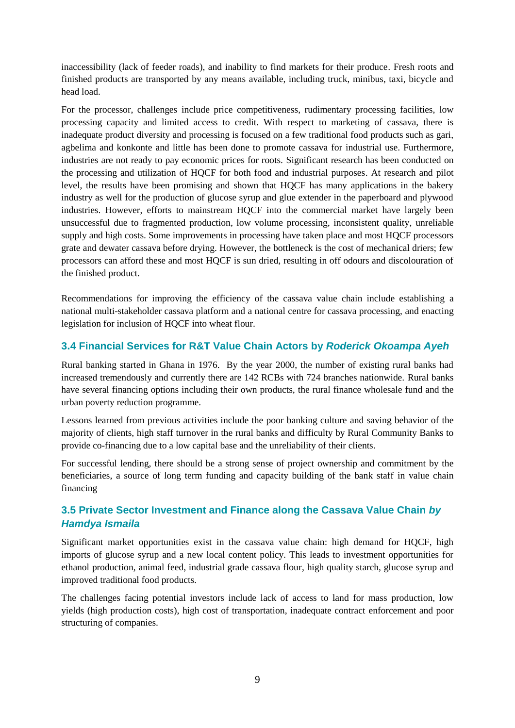inaccessibility (lack of feeder roads), and inability to find markets for their produce. Fresh roots and finished products are transported by any means available, including truck, minibus, taxi, bicycle and head load.

For the processor, challenges include price competitiveness, rudimentary processing facilities, low processing capacity and limited access to credit. With respect to marketing of cassava, there is inadequate product diversity and processing is focused on a few traditional food products such as gari, agbelima and konkonte and little has been done to promote cassava for industrial use. Furthermore, industries are not ready to pay economic prices for roots. Significant research has been conducted on the processing and utilization of HQCF for both food and industrial purposes. At research and pilot level, the results have been promising and shown that HQCF has many applications in the bakery industry as well for the production of glucose syrup and glue extender in the paperboard and plywood industries. However, efforts to mainstream HQCF into the commercial market have largely been unsuccessful due to fragmented production, low volume processing, inconsistent quality, unreliable supply and high costs. Some improvements in processing have taken place and most HQCF processors grate and dewater cassava before drying. However, the bottleneck is the cost of mechanical driers; few processors can afford these and most HQCF is sun dried, resulting in off odours and discolouration of the finished product.

Recommendations for improving the efficiency of the cassava value chain include establishing a national multi-stakeholder cassava platform and a national centre for cassava processing, and enacting legislation for inclusion of HQCF into wheat flour.

### 3.4 Financial Services for R&T Value Chain Actors by *Roderick Okoampa Ayeh*

Rural banking started in Ghana in 1976. By the year 2000, the number of existing rural banks had increased tremendously and currently there are 142 RCBs with 724 branches nationwide. Rural banks have several financing options including their own products, the rural finance wholesale fund and the urban poverty reduction programme.

Lessons learned from previous activities include the poor banking culture and saving behavior of the majority of clients, high staff turnover in the rural banks and difficulty by Rural Community Banks to provide co-financing due to a low capital base and the unreliability of their clients.

For successful lending, there should be a strong sense of project ownership and commitment by the beneficiaries, a source of long term funding and capacity building of the bank staff in value chain financing

### 3.5 Private Sector Investment and Finance along the Cassava Value Chain *by Hamdya Ismaila*

Significant market opportunities exist in the cassava value chain: high demand for HQCF, high imports of glucose syrup and a new local content policy. This leads to investment opportunities for ethanol production, animal feed, industrial grade cassava flour, high quality starch, glucose syrup and improved traditional food products.

The challenges facing potential investors include lack of access to land for mass production, low yields (high production costs), high cost of transportation, inadequate contract enforcement and poor structuring of companies.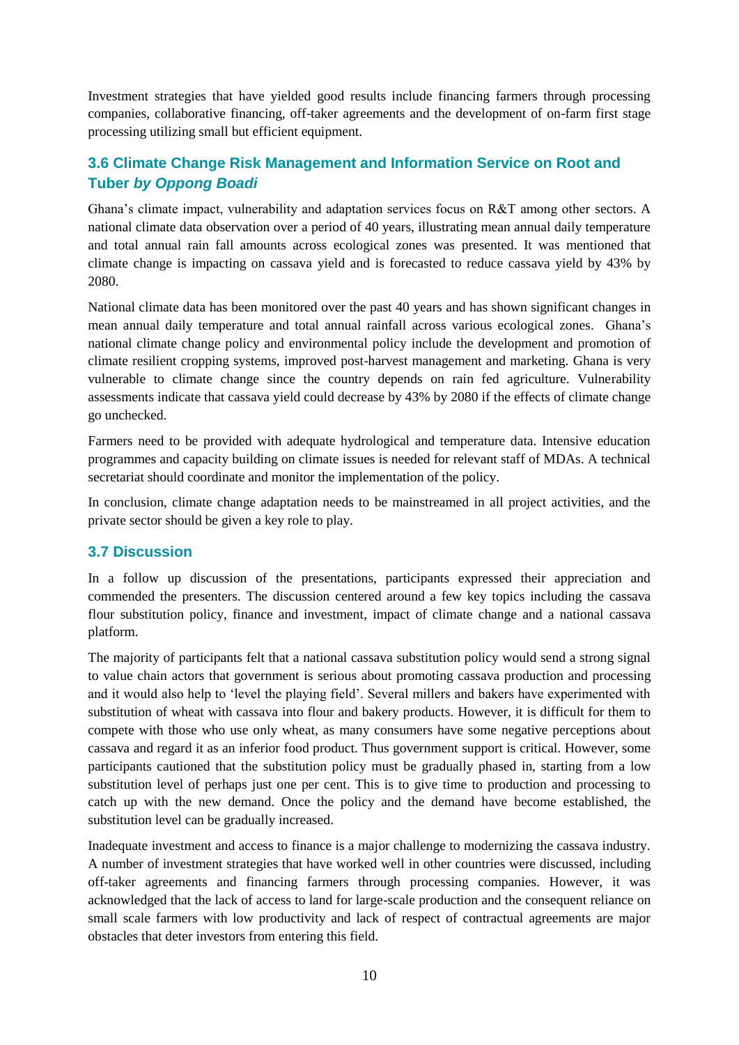Investment strategies that have yielded good results include financing farmers through processing companies, collaborative financing, off-taker agreements and the development of on-farm first stage processing utilizing small but efficient equipment.

### 3.6 Climate Change Risk Management and Information Service on Root and Tuber *by Oppong Boadi*

Ghana's climate impact, vulnerability and adaptation services focus on R&T among other sectors. A national climate data observation over a period of 40 years, illustrating mean annual daily temperature and total annual rain fall amounts across ecological zones was presented. It was mentioned that climate change is impacting on cassava yield and is forecasted to reduce cassava yield by 43% by 2080.

National climate data has been monitored over the past 40 years and has shown significant changes in mean annual daily temperature and total annual rainfall across various ecological zones. Ghana's national climate change policy and environmental policy include the development and promotion of climate resilient cropping systems, improved post-harvest management and marketing. Ghana is very vulnerable to climate change since the country depends on rain fed agriculture. Vulnerability assessments indicate that cassava yield could decrease by 43% by 2080 if the effects of climate change go unchecked.

Farmers need to be provided with adequate hydrological and temperature data. Intensive education programmes and capacity building on climate issues is needed for relevant staff of MDAs. A technical secretariat should coordinate and monitor the implementation of the policy.

In conclusion, climate change adaptation needs to be mainstreamed in all project activities, and the private sector should be given a key role to play.

### 3.7 Discussion

In a follow up discussion of the presentations, participants expressed their appreciation and commended the presenters. The discussion centered around a few key topics including the cassava flour substitution policy, finance and investment, impact of climate change and a national cassava platform.

The majority of participants felt that a national cassava substitution policy would send a strong signal to value chain actors that government is serious about promoting cassava production and processing and it would also help to 'level the playing field'. Several millers and bakers have experimented with substitution of wheat with cassava into flour and bakery products. However, it is difficult for them to compete with those who use only wheat, as many consumers have some negative perceptions about cassava and regard it as an inferior food product. Thus government support is critical. However, some participants cautioned that the substitution policy must be gradually phased in, starting from a low substitution level of perhaps just one per cent. This is to give time to production and processing to catch up with the new demand. Once the policy and the demand have become established, the substitution level can be gradually increased.

Inadequate investment and access to finance is a major challenge to modernizing the cassava industry. A number of investment strategies that have worked well in other countries were discussed, including off-taker agreements and financing farmers through processing companies. However, it was acknowledged that the lack of access to land for large-scale production and the consequent reliance on small scale farmers with low productivity and lack of respect of contractual agreements are major obstacles that deter investors from entering this field.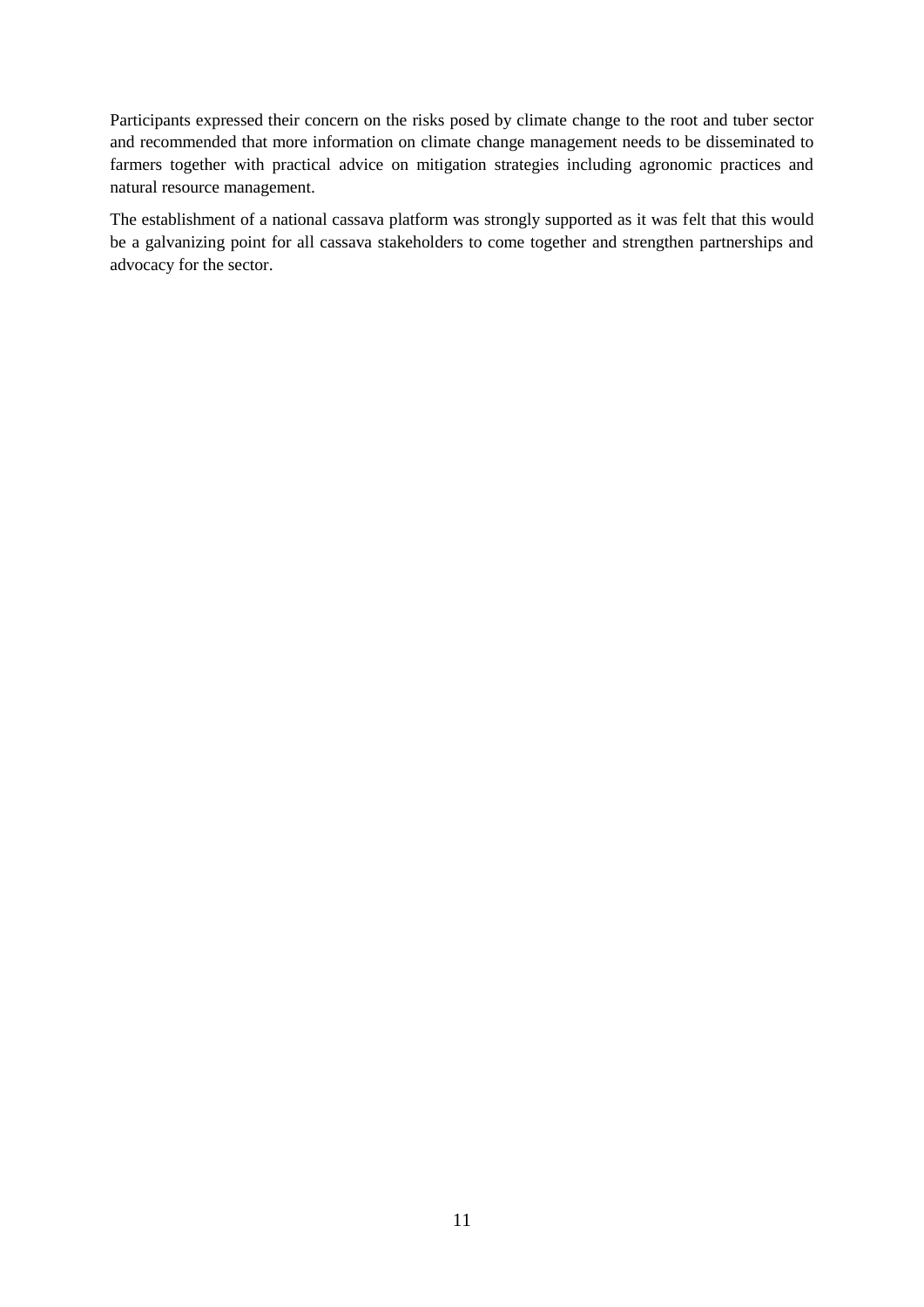Participants expressed their concern on the risks posed by climate change to the root and tuber sector and recommended that more information on climate change management needs to be disseminated to farmers together with practical advice on mitigation strategies including agronomic practices and natural resource management.

The establishment of a national cassava platform was strongly supported as it was felt that this would be a galvanizing point for all cassava stakeholders to come together and strengthen partnerships and advocacy for the sector.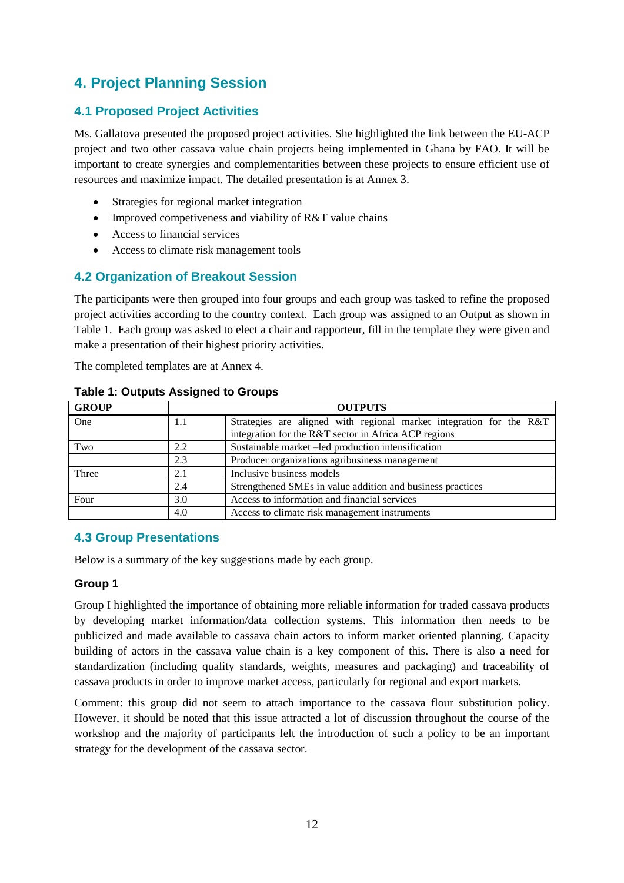## 4. Project Planning Session

### 4.1 Proposed Project Activities

Ms. Gallatova presented the proposed project activities. She highlighted the link between the EU-ACP project and two other cassava value chain projects being implemented in Ghana by FAO. It will be important to create synergies and complementarities between these projects to ensure efficient use of resources and maximize impact. The detailed presentation is at Annex 3.

- Strategies for regional market integration
- Improved competiveness and viability of R&T value chains
- Access to financial services
- Access to climate risk management tools

### 4.2 Organization of Breakout Session

The participants were then grouped into four groups and each group was tasked to refine the proposed project activities according to the country context. Each group was assigned to an Output as shown in Table 1. Each group was asked to elect a chair and rapporteur, fill in the template they were given and make a presentation of their highest priority activities.

The completed templates are at Annex 4.

**Table 1: Outputs Assigned to Groups**

| GROUP | OUTPUTS | |
|---|---|---|
| One | 1.1 | Strategies are aligned with regional market integration for the R&T integration for the R&T sector in Africa ACP regions |
| Two | 2.2 | Sustainable market –led production intensification |
| | 2.3 | Producer organizations agribusiness management |
| Three | 2.1 | Inclusive business models |
| | 2.4 | Strengthened SMEs in value addition and business practices |
| Four | 3.0 | Access to information and financial services |
| | 4.0 | Access to climate risk management instruments |

### 4.3 Group Presentations

Below is a summary of the key suggestions made by each group.

#### Group 1

Group I highlighted the importance of obtaining more reliable information for traded cassava products by developing market information/data collection systems. This information then needs to be publicized and made available to cassava chain actors to inform market oriented planning. Capacity building of actors in the cassava value chain is a key component of this. There is also a need for standardization (including quality standards, weights, measures and packaging) and traceability of cassava products in order to improve market access, particularly for regional and export markets.

Comment: this group did not seem to attach importance to the cassava flour substitution policy. However, it should be noted that this issue attracted a lot of discussion throughout the course of the workshop and the majority of participants felt the introduction of such a policy to be an important strategy for the development of the cassava sector.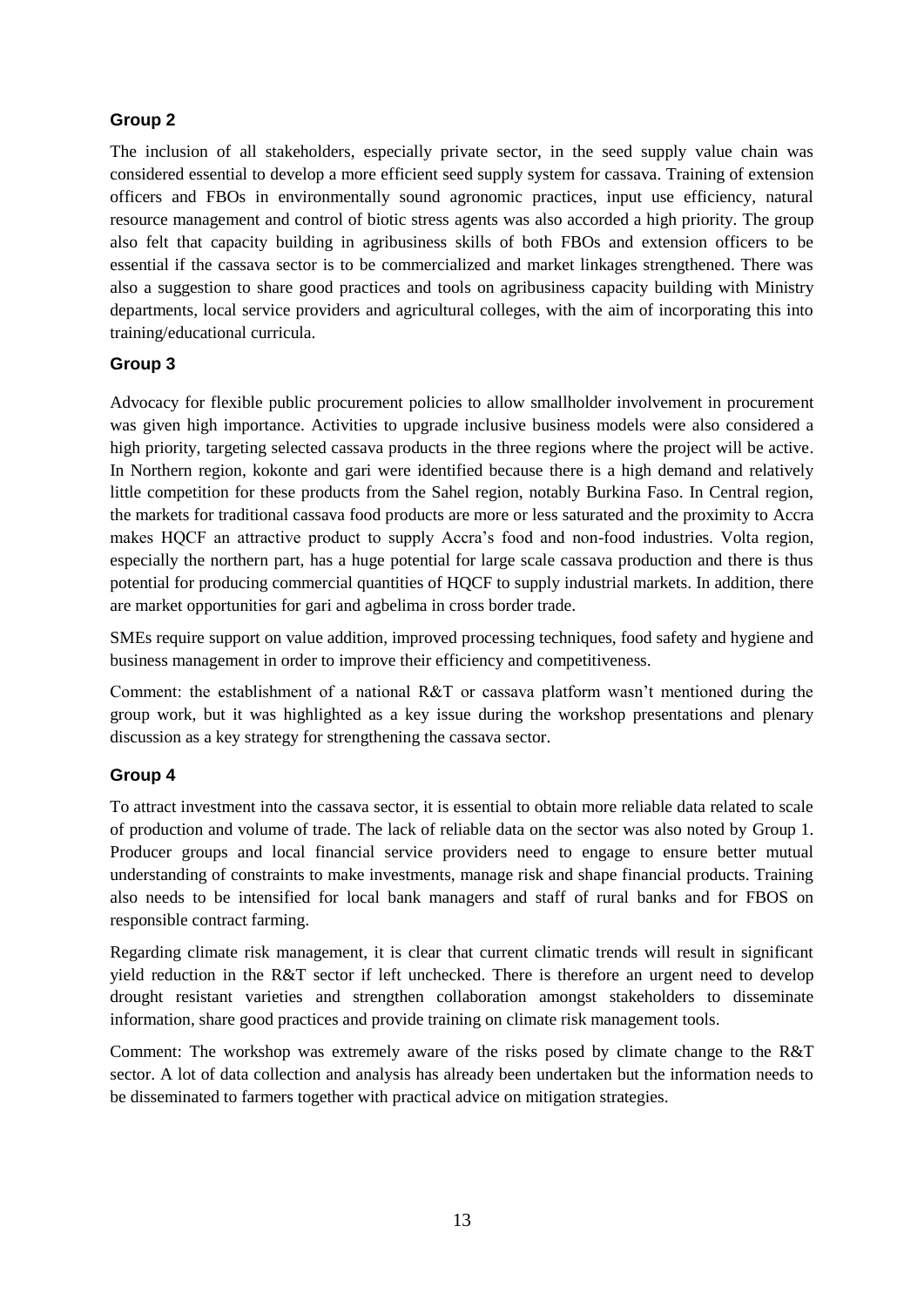### Group 2

The inclusion of all stakeholders, especially private sector, in the seed supply value chain was considered essential to develop a more efficient seed supply system for cassava. Training of extension officers and FBOs in environmentally sound agronomic practices, input use efficiency, natural resource management and control of biotic stress agents was also accorded a high priority. The group also felt that capacity building in agribusiness skills of both FBOs and extension officers to be essential if the cassava sector is to be commercialized and market linkages strengthened. There was also a suggestion to share good practices and tools on agribusiness capacity building with Ministry departments, local service providers and agricultural colleges, with the aim of incorporating this into training/educational curricula.

### Group 3

Advocacy for flexible public procurement policies to allow smallholder involvement in procurement was given high importance. Activities to upgrade inclusive business models were also considered a high priority, targeting selected cassava products in the three regions where the project will be active. In Northern region, kokonte and gari were identified because there is a high demand and relatively little competition for these products from the Sahel region, notably Burkina Faso. In Central region, the markets for traditional cassava food products are more or less saturated and the proximity to Accra makes HQCF an attractive product to supply Accra's food and non-food industries. Volta region, especially the northern part, has a huge potential for large scale cassava production and there is thus potential for producing commercial quantities of HQCF to supply industrial markets. In addition, there are market opportunities for gari and agbelima in cross border trade.

SMEs require support on value addition, improved processing techniques, food safety and hygiene and business management in order to improve their efficiency and competitiveness.

Comment: the establishment of a national R&T or cassava platform wasn't mentioned during the group work, but it was highlighted as a key issue during the workshop presentations and plenary discussion as a key strategy for strengthening the cassava sector.

### Group 4

To attract investment into the cassava sector, it is essential to obtain more reliable data related to scale of production and volume of trade. The lack of reliable data on the sector was also noted by Group 1. Producer groups and local financial service providers need to engage to ensure better mutual understanding of constraints to make investments, manage risk and shape financial products. Training also needs to be intensified for local bank managers and staff of rural banks and for FBOS on responsible contract farming.

Regarding climate risk management, it is clear that current climatic trends will result in significant yield reduction in the R&T sector if left unchecked. There is therefore an urgent need to develop drought resistant varieties and strengthen collaboration amongst stakeholders to disseminate information, share good practices and provide training on climate risk management tools.

Comment: The workshop was extremely aware of the risks posed by climate change to the R&T sector. A lot of data collection and analysis has already been undertaken but the information needs to be disseminated to farmers together with practical advice on mitigation strategies.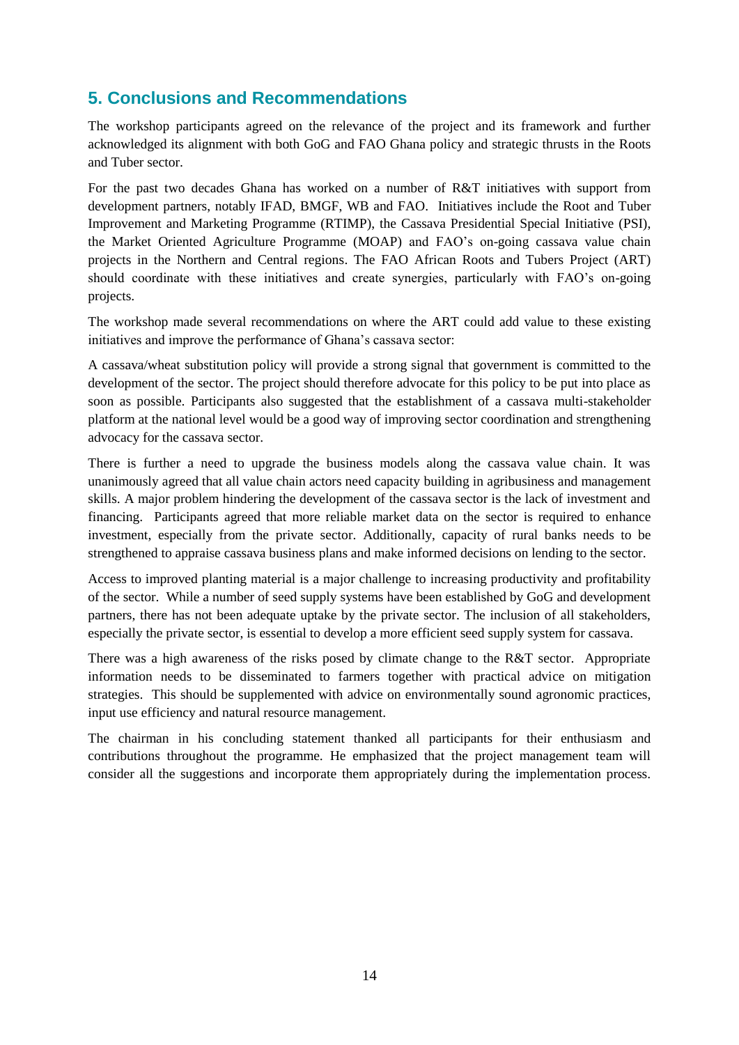## 5. Conclusions and Recommendations

The workshop participants agreed on the relevance of the project and its framework and further acknowledged its alignment with both GoG and FAO Ghana policy and strategic thrusts in the Roots and Tuber sector.

For the past two decades Ghana has worked on a number of R&T initiatives with support from development partners, notably IFAD, BMGF, WB and FAO. Initiatives include the Root and Tuber Improvement and Marketing Programme (RTIMP), the Cassava Presidential Special Initiative (PSI), the Market Oriented Agriculture Programme (MOAP) and FAO's on-going cassava value chain projects in the Northern and Central regions. The FAO African Roots and Tubers Project (ART) should coordinate with these initiatives and create synergies, particularly with FAO's on-going projects.

The workshop made several recommendations on where the ART could add value to these existing initiatives and improve the performance of Ghana's cassava sector:

A cassava/wheat substitution policy will provide a strong signal that government is committed to the development of the sector. The project should therefore advocate for this policy to be put into place as soon as possible. Participants also suggested that the establishment of a cassava multi-stakeholder platform at the national level would be a good way of improving sector coordination and strengthening advocacy for the cassava sector.

There is further a need to upgrade the business models along the cassava value chain. It was unanimously agreed that all value chain actors need capacity building in agribusiness and management skills. A major problem hindering the development of the cassava sector is the lack of investment and financing. Participants agreed that more reliable market data on the sector is required to enhance investment, especially from the private sector. Additionally, capacity of rural banks needs to be strengthened to appraise cassava business plans and make informed decisions on lending to the sector.

Access to improved planting material is a major challenge to increasing productivity and profitability of the sector. While a number of seed supply systems have been established by GoG and development partners, there has not been adequate uptake by the private sector. The inclusion of all stakeholders, especially the private sector, is essential to develop a more efficient seed supply system for cassava.

There was a high awareness of the risks posed by climate change to the R&T sector. Appropriate information needs to be disseminated to farmers together with practical advice on mitigation strategies. This should be supplemented with advice on environmentally sound agronomic practices, input use efficiency and natural resource management.

The chairman in his concluding statement thanked all participants for their enthusiasm and contributions throughout the programme. He emphasized that the project management team will consider all the suggestions and incorporate them appropriately during the implementation process.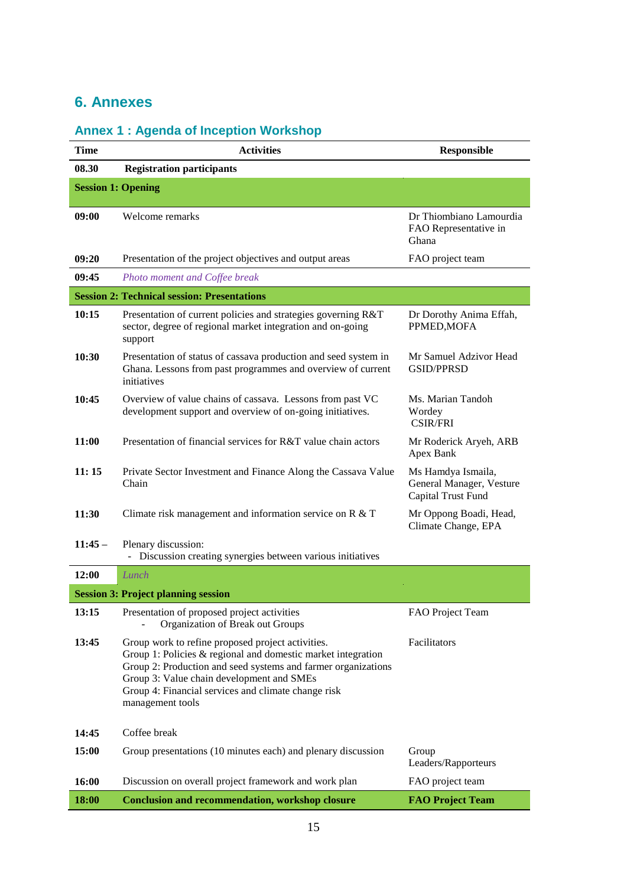## 6. Annexes

### Annex 1 : Agenda of Inception Workshop

| Time | Activities | Responsible |
|---|---|---|
| **08.30** | **Registration participants** | |
| **Session 1: Opening** | | |
| **09:00** | Welcome remarks | Dr Thiombiano Lamourdia FAO Representative in Ghana |
| **09:20** | Presentation of the project objectives and output areas | FAO project team |
| **09:45** | *Photo moment and Coffee break* | |
| **Session 2: Technical session: Presentations** | | |
| **10:15** | Presentation of current policies and strategies governing R&T sector, degree of regional market integration and on-going support | Dr Dorothy Anima Effah, PPMED,MOFA |
| **10:30** | Presentation of status of cassava production and seed system in Ghana. Lessons from past programmes and overview of current initiatives | Mr Samuel Adzivor Head GSID/PPRSD |
| **10:45** | Overview of value chains of cassava. Lessons from past VC development support and overview of on-going initiatives. | Ms. Marian Tandoh Wordey CSIR/FRI |
| **11:00** | Presentation of financial services for R&T value chain actors | Mr Roderick Aryeh, ARB Apex Bank |
| **11: 15** | Private Sector Investment and Finance Along the Cassava Value Chain | Ms Hamdya Ismaila, General Manager, Vesture Capital Trust Fund |
| **11:30** | Climate risk management and information service on R & T | Mr Oppong Boadi, Head, Climate Change, EPA |
| **11:45 –** | Plenary discussion:<br>- Discussion creating synergies between various initiatives | |
| **12:00** | *Lunch* | |
| **Session 3: Project planning session** | | |
| **13:15** | Presentation of proposed project activities<br>- Organization of Break out Groups | FAO Project Team |
| **13:45** | Group work to refine proposed project activities.<br>Group 1: Policies & regional and domestic market integration<br>Group 2: Production and seed systems and farmer organizations<br>Group 3: Value chain development and SMEs<br>Group 4: Financial services and climate change risk management tools | Facilitators |
| **14:45** | Coffee break | |
| **15:00** | Group presentations (10 minutes each) and plenary discussion | Group Leaders/Rapporteurs |
| **16:00** | Discussion on overall project framework and work plan | FAO project team |
| **18:00** | **Conclusion and recommendation, workshop closure** | **FAO Project Team** |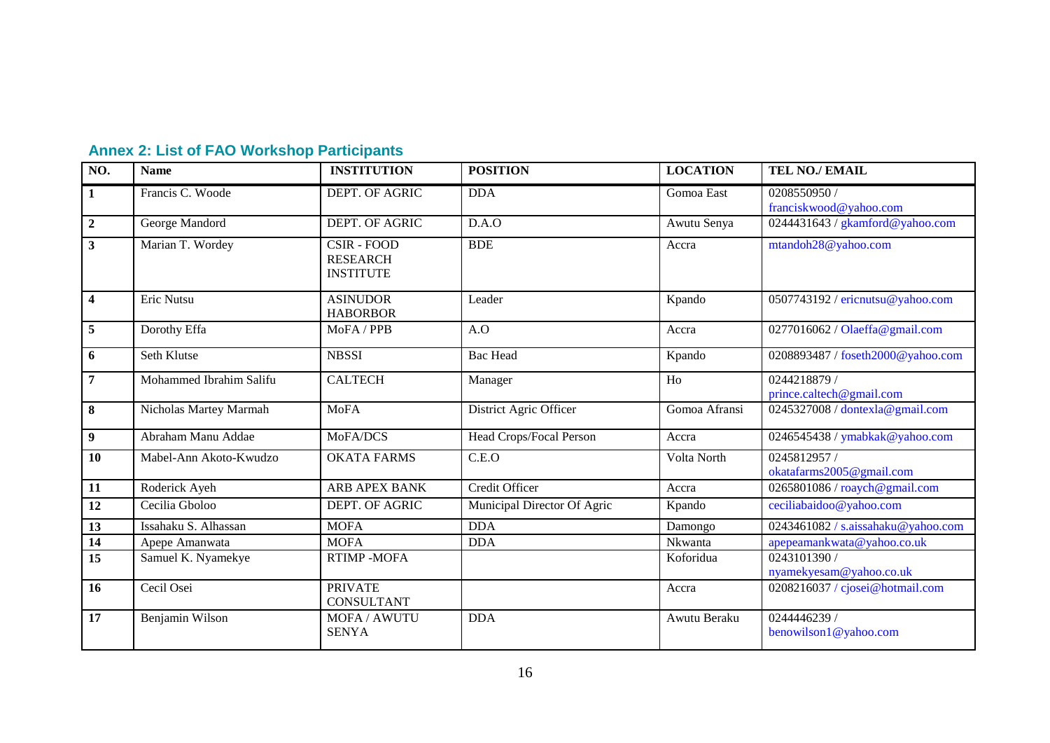## Annex 2: List of FAO Workshop Participants

| NO. | Name | INSTITUTION | POSITION | LOCATION | TEL NO./ EMAIL |
|---|---|---|---|---|---|
| 1 | Francis C. Woode | DEPT. OF AGRIC | DDA | Gomoa East | 0208550950 / franciskwood@yahoo.com |
| 2 | George Mandord | DEPT. OF AGRIC | D.A.O | Awutu Senya | 0244431643 / gkamford@yahoo.com |
| 3 | Marian T. Wordey | CSIR - FOOD RESEARCH INSTITUTE | BDE | Accra | mtandoh28@yahoo.com |
| 4 | Eric Nutsu | ASINUDOR HABORBOR | Leader | Kpando | 0507743192 / ericnutsu@yahoo.com |
| 5 | Dorothy Effa | MoFA / PPB | A.O | Accra | 0277016062 / Olaeffa@gmail.com |
| 6 | Seth Klutse | NBSSI | Bac Head | Kpando | 0208893487 / foseth2000@yahoo.com |
| 7 | Mohammed Ibrahim Salifu | CALTECH | Manager | Ho | 0244218879 / prince.caltech@gmail.com |
| 8 | Nicholas Martey Marmah | MoFA | District Agric Officer | Gomoa Afransi | 0245327008 / dontexla@gmail.com |
| 9 | Abraham Manu Addae | MoFA/DCS | Head Crops/Focal Person | Accra | 0246545438 / ymabkak@yahoo.com |
| 10 | Mabel-Ann Akoto-Kwudzo | OKATA FARMS | C.E.O | Volta North | 0245812957 / okatafarms2005@gmail.com |
| 11 | Roderick Ayeh | ARB APEX BANK | Credit Officer | Accra | 0265801086 / roaych@gmail.com |
| 12 | Cecilia Gboloo | DEPT. OF AGRIC | Municipal Director Of Agric | Kpando | ceciliabaidoo@yahoo.com |
| 13 | Issahaku S. Alhassan | MOFA | DDA | Damongo | 0243461082 / s.aissahaku@yahoo.com |
| 14 | Apepe Amanwata | MOFA | DDA | Nkwanta | apepeamankwata@yahoo.co.uk |
| 15 | Samuel K. Nyamekye | RTIMP -MOFA | | Koforidua | 0243101390 / nyamekyesam@yahoo.co.uk |
| 16 | Cecil Osei | PRIVATE CONSULTANT | | Accra | 0208216037 / cjosei@hotmail.com |
| 17 | Benjamin Wilson | MOFA / AWUTU SENYA | DDA | Awutu Beraku | 0244446239 / benowilson1@yahoo.com |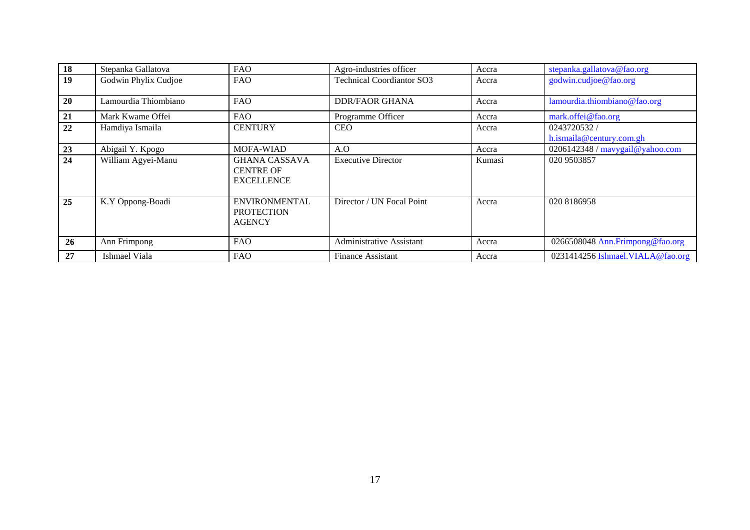| 18 | Stepanka Gallatova | FAO | Agro-industries officer | Accra | stepanka.gallatova@fao.org |
|---|---|---|---|---|---|
| 19 | Godwin Phylix Cudjoe | FAO | Technical Coordiantor SO3 | Accra | godwin.cudjoe@fao.org |
| 20 | Lamourdia Thiombiano | FAO | DDR/FAOR GHANA | Accra | lamourdia.thiombiano@fao.org |
| 21 | Mark Kwame Offei | FAO | Programme Officer | Accra | mark.offei@fao.org |
| 22 | Hamdiya Ismaila | CENTURY | CEO | Accra | 0243720532 / h.ismaila@century.com.gh |
| 23 | Abigail Y. Kpogo | MOFA-WIAD | A.O | Accra | 0206142348 / mavygail@yahoo.com |
| 24 | William Agyei-Manu | GHANA CASSAVA CENTRE OF EXCELLENCE | Executive Director | Kumasi | 020 9503857 |
| 25 | K.Y Oppong-Boadi | ENVIRONMENTAL PROTECTION AGENCY | Director / UN Focal Point | Accra | 020 8186958 |
| 26 | Ann Frimpong | FAO | Administrative Assistant | Accra | 0266508048 Ann.Frimpong@fao.org |
| 27 | Ishmael Viala | FAO | Finance Assistant | Accra | 0231414256 Ishmael.VIALA@fao.org |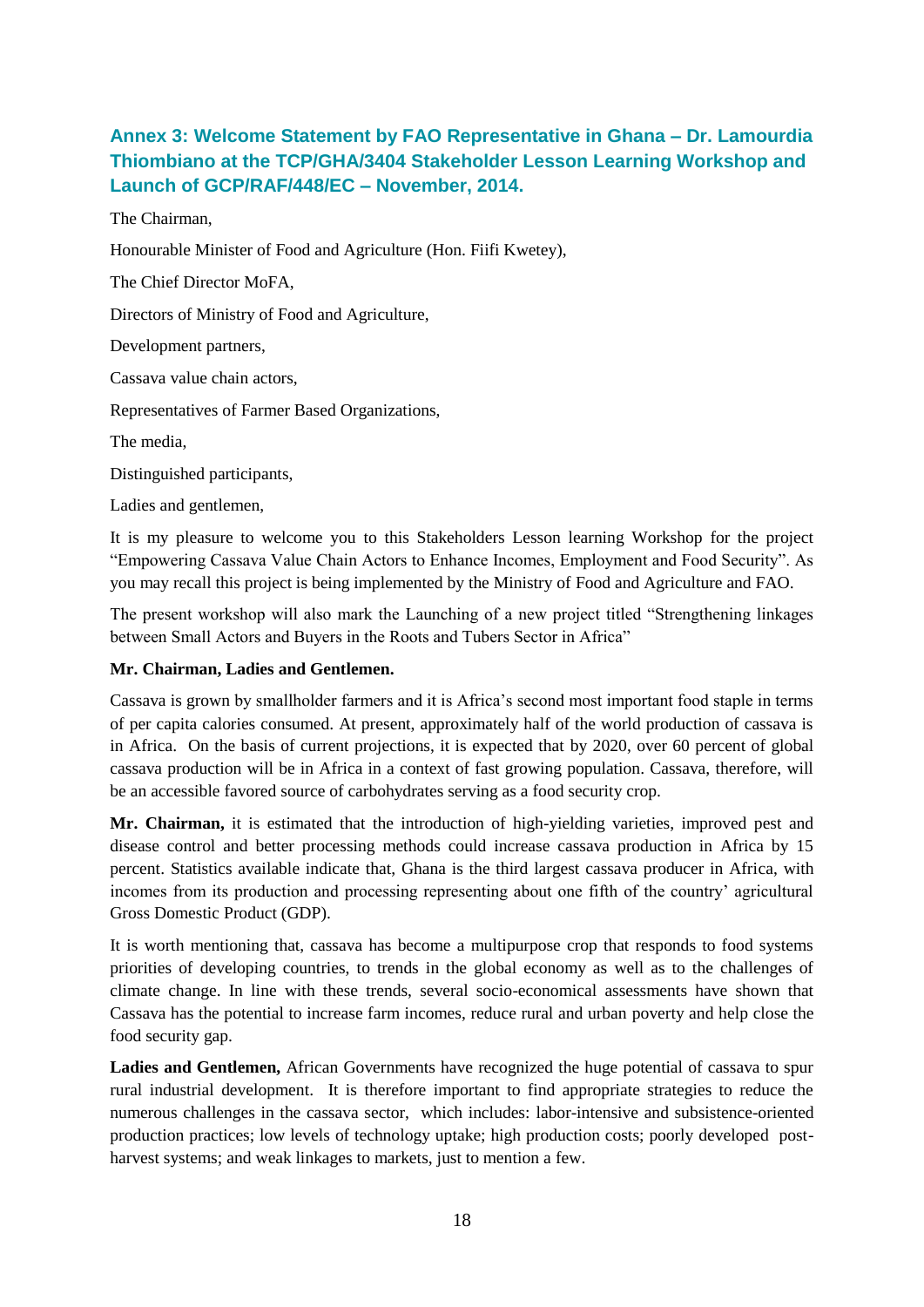## Annex 3: Welcome Statement by FAO Representative in Ghana – Dr. Lamourdia Thiombiano at the TCP/GHA/3404 Stakeholder Lesson Learning Workshop and Launch of GCP/RAF/448/EC – November, 2014.

The Chairman,

Honourable Minister of Food and Agriculture (Hon. Fiifi Kwetey),

The Chief Director MoFA,

Directors of Ministry of Food and Agriculture,

Development partners,

Cassava value chain actors,

Representatives of Farmer Based Organizations,

The media,

Distinguished participants,

Ladies and gentlemen,

It is my pleasure to welcome you to this Stakeholders Lesson learning Workshop for the project "Empowering Cassava Value Chain Actors to Enhance Incomes, Employment and Food Security". As you may recall this project is being implemented by the Ministry of Food and Agriculture and FAO.

The present workshop will also mark the Launching of a new project titled "Strengthening linkages between Small Actors and Buyers in the Roots and Tubers Sector in Africa"

**Mr. Chairman, Ladies and Gentlemen.**

Cassava is grown by smallholder farmers and it is Africa's second most important food staple in terms of per capita calories consumed. At present, approximately half of the world production of cassava is in Africa. On the basis of current projections, it is expected that by 2020, over 60 percent of global cassava production will be in Africa in a context of fast growing population. Cassava, therefore, will be an accessible favored source of carbohydrates serving as a food security crop.

**Mr. Chairman,** it is estimated that the introduction of high-yielding varieties, improved pest and disease control and better processing methods could increase cassava production in Africa by 15 percent. Statistics available indicate that, Ghana is the third largest cassava producer in Africa, with incomes from its production and processing representing about one fifth of the country' agricultural Gross Domestic Product (GDP).

It is worth mentioning that, cassava has become a multipurpose crop that responds to food systems priorities of developing countries, to trends in the global economy as well as to the challenges of climate change. In line with these trends, several socio-economical assessments have shown that Cassava has the potential to increase farm incomes, reduce rural and urban poverty and help close the food security gap.

**Ladies and Gentlemen,** African Governments have recognized the huge potential of cassava to spur rural industrial development. It is therefore important to find appropriate strategies to reduce the numerous challenges in the cassava sector, which includes: labor-intensive and subsistence-oriented production practices; low levels of technology uptake; high production costs; poorly developed post-harvest systems; and weak linkages to markets, just to mention a few.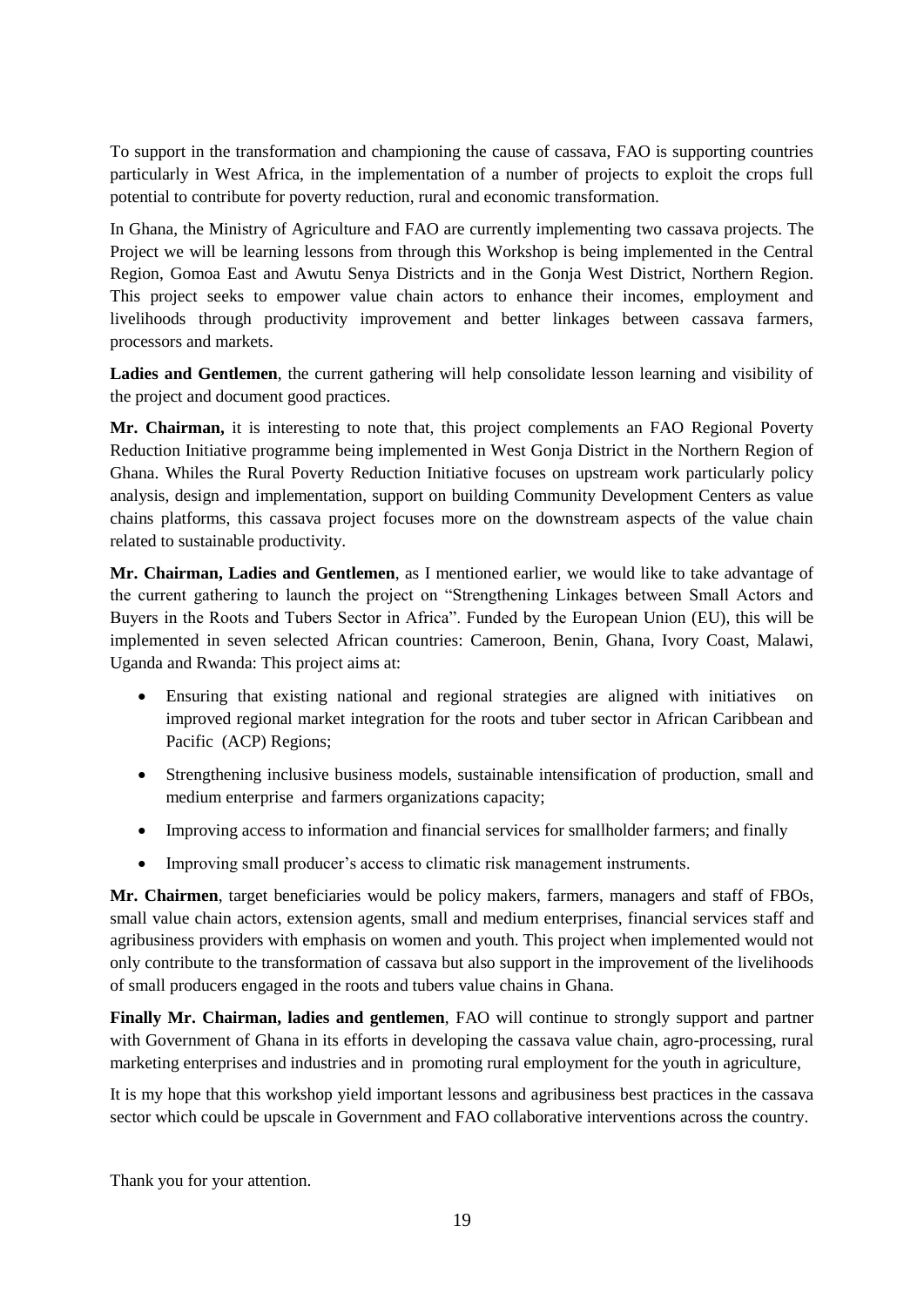To support in the transformation and championing the cause of cassava, FAO is supporting countries particularly in West Africa, in the implementation of a number of projects to exploit the crops full potential to contribute for poverty reduction, rural and economic transformation.

In Ghana, the Ministry of Agriculture and FAO are currently implementing two cassava projects. The Project we will be learning lessons from through this Workshop is being implemented in the Central Region, Gomoa East and Awutu Senya Districts and in the Gonja West District, Northern Region. This project seeks to empower value chain actors to enhance their incomes, employment and livelihoods through productivity improvement and better linkages between cassava farmers, processors and markets.

**Ladies and Gentlemen**, the current gathering will help consolidate lesson learning and visibility of the project and document good practices.

**Mr. Chairman,** it is interesting to note that, this project complements an FAO Regional Poverty Reduction Initiative programme being implemented in West Gonja District in the Northern Region of Ghana. Whiles the Rural Poverty Reduction Initiative focuses on upstream work particularly policy analysis, design and implementation, support on building Community Development Centers as value chains platforms, this cassava project focuses more on the downstream aspects of the value chain related to sustainable productivity.

**Mr. Chairman, Ladies and Gentlemen**, as I mentioned earlier, we would like to take advantage of the current gathering to launch the project on "Strengthening Linkages between Small Actors and Buyers in the Roots and Tubers Sector in Africa". Funded by the European Union (EU), this will be implemented in seven selected African countries: Cameroon, Benin, Ghana, Ivory Coast, Malawi, Uganda and Rwanda: This project aims at:

- Ensuring that existing national and regional strategies are aligned with initiatives on improved regional market integration for the roots and tuber sector in African Caribbean and Pacific (ACP) Regions;
- Strengthening inclusive business models, sustainable intensification of production, small and medium enterprise and farmers organizations capacity;
- Improving access to information and financial services for smallholder farmers; and finally
- Improving small producer's access to climatic risk management instruments.

**Mr. Chairmen**, target beneficiaries would be policy makers, farmers, managers and staff of FBOs, small value chain actors, extension agents, small and medium enterprises, financial services staff and agribusiness providers with emphasis on women and youth. This project when implemented would not only contribute to the transformation of cassava but also support in the improvement of the livelihoods of small producers engaged in the roots and tubers value chains in Ghana.

**Finally Mr. Chairman, ladies and gentlemen**, FAO will continue to strongly support and partner with Government of Ghana in its efforts in developing the cassava value chain, agro-processing, rural marketing enterprises and industries and in promoting rural employment for the youth in agriculture,

It is my hope that this workshop yield important lessons and agribusiness best practices in the cassava sector which could be upscale in Government and FAO collaborative interventions across the country.

Thank you for your attention.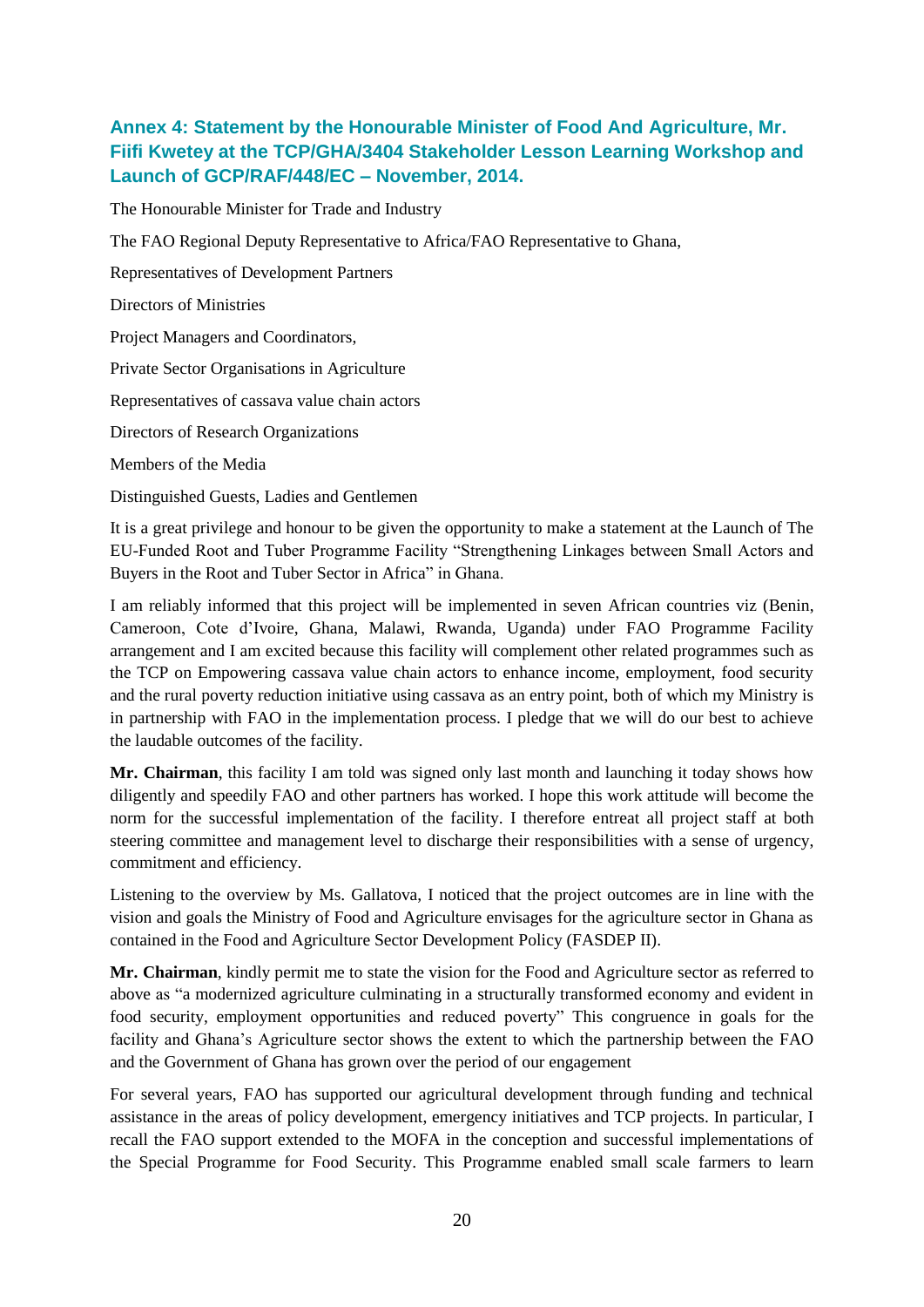## Annex 4: Statement by the Honourable Minister of Food And Agriculture, Mr. Fiifi Kwetey at the TCP/GHA/3404 Stakeholder Lesson Learning Workshop and Launch of GCP/RAF/448/EC – November, 2014.

The Honourable Minister for Trade and Industry

The FAO Regional Deputy Representative to Africa/FAO Representative to Ghana,

Representatives of Development Partners

Directors of Ministries

Project Managers and Coordinators,

Private Sector Organisations in Agriculture

Representatives of cassava value chain actors

Directors of Research Organizations

Members of the Media

Distinguished Guests, Ladies and Gentlemen

It is a great privilege and honour to be given the opportunity to make a statement at the Launch of The EU-Funded Root and Tuber Programme Facility "Strengthening Linkages between Small Actors and Buyers in the Root and Tuber Sector in Africa" in Ghana.

I am reliably informed that this project will be implemented in seven African countries viz (Benin, Cameroon, Cote d'Ivoire, Ghana, Malawi, Rwanda, Uganda) under FAO Programme Facility arrangement and I am excited because this facility will complement other related programmes such as the TCP on Empowering cassava value chain actors to enhance income, employment, food security and the rural poverty reduction initiative using cassava as an entry point, both of which my Ministry is in partnership with FAO in the implementation process. I pledge that we will do our best to achieve the laudable outcomes of the facility.

**Mr. Chairman**, this facility I am told was signed only last month and launching it today shows how diligently and speedily FAO and other partners has worked. I hope this work attitude will become the norm for the successful implementation of the facility. I therefore entreat all project staff at both steering committee and management level to discharge their responsibilities with a sense of urgency, commitment and efficiency.

Listening to the overview by Ms. Gallatova, I noticed that the project outcomes are in line with the vision and goals the Ministry of Food and Agriculture envisages for the agriculture sector in Ghana as contained in the Food and Agriculture Sector Development Policy (FASDEP II).

**Mr. Chairman**, kindly permit me to state the vision for the Food and Agriculture sector as referred to above as "a modernized agriculture culminating in a structurally transformed economy and evident in food security, employment opportunities and reduced poverty" This congruence in goals for the facility and Ghana's Agriculture sector shows the extent to which the partnership between the FAO and the Government of Ghana has grown over the period of our engagement

For several years, FAO has supported our agricultural development through funding and technical assistance in the areas of policy development, emergency initiatives and TCP projects. In particular, I recall the FAO support extended to the MOFA in the conception and successful implementations of the Special Programme for Food Security. This Programme enabled small scale farmers to learn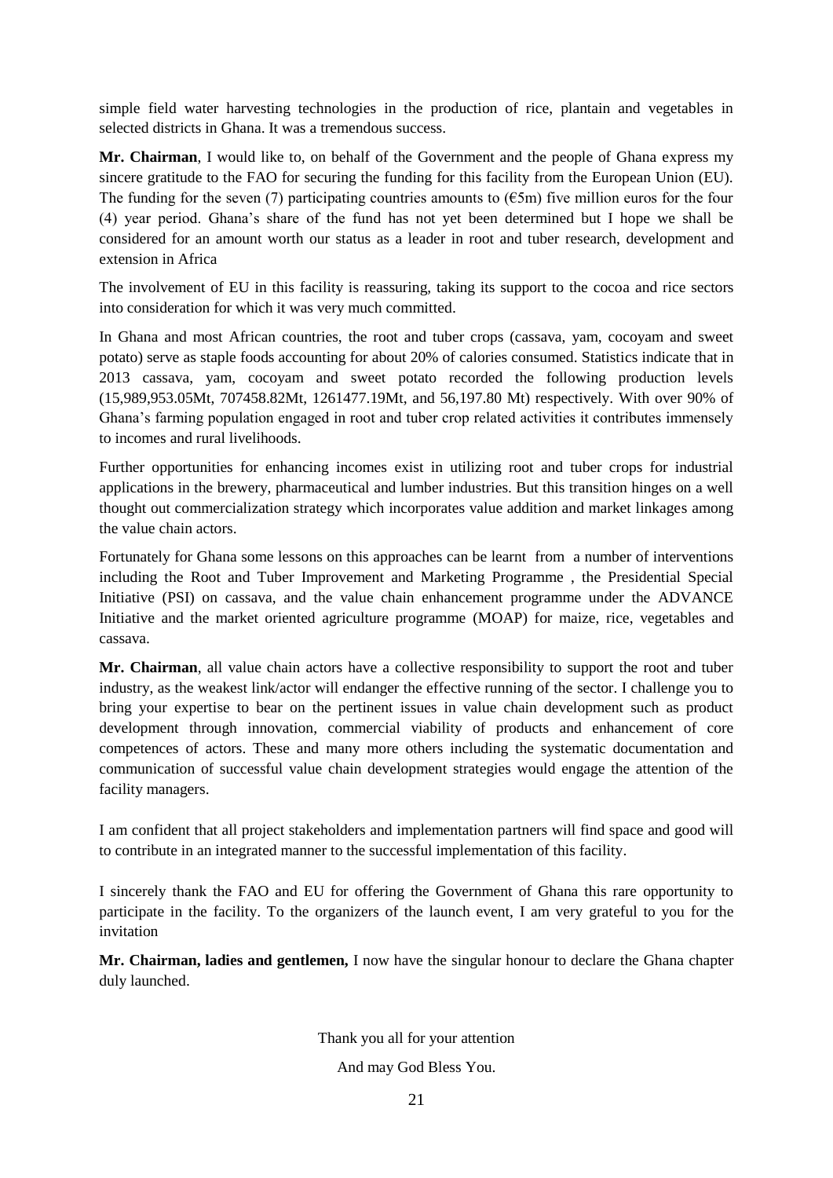simple field water harvesting technologies in the production of rice, plantain and vegetables in selected districts in Ghana. It was a tremendous success.

**Mr. Chairman**, I would like to, on behalf of the Government and the people of Ghana express my sincere gratitude to the FAO for securing the funding for this facility from the European Union (EU). The funding for the seven (7) participating countries amounts to (€5m) five million euros for the four (4) year period. Ghana's share of the fund has not yet been determined but I hope we shall be considered for an amount worth our status as a leader in root and tuber research, development and extension in Africa

The involvement of EU in this facility is reassuring, taking its support to the cocoa and rice sectors into consideration for which it was very much committed.

In Ghana and most African countries, the root and tuber crops (cassava, yam, cocoyam and sweet potato) serve as staple foods accounting for about 20% of calories consumed. Statistics indicate that in 2013 cassava, yam, cocoyam and sweet potato recorded the following production levels (15,989,953.05Mt, 707458.82Mt, 1261477.19Mt, and 56,197.80 Mt) respectively. With over 90% of Ghana's farming population engaged in root and tuber crop related activities it contributes immensely to incomes and rural livelihoods.

Further opportunities for enhancing incomes exist in utilizing root and tuber crops for industrial applications in the brewery, pharmaceutical and lumber industries. But this transition hinges on a well thought out commercialization strategy which incorporates value addition and market linkages among the value chain actors.

Fortunately for Ghana some lessons on this approaches can be learnt from a number of interventions including the Root and Tuber Improvement and Marketing Programme , the Presidential Special Initiative (PSI) on cassava, and the value chain enhancement programme under the ADVANCE Initiative and the market oriented agriculture programme (MOAP) for maize, rice, vegetables and cassava.

**Mr. Chairman**, all value chain actors have a collective responsibility to support the root and tuber industry, as the weakest link/actor will endanger the effective running of the sector. I challenge you to bring your expertise to bear on the pertinent issues in value chain development such as product development through innovation, commercial viability of products and enhancement of core competences of actors. These and many more others including the systematic documentation and communication of successful value chain development strategies would engage the attention of the facility managers.

I am confident that all project stakeholders and implementation partners will find space and good will to contribute in an integrated manner to the successful implementation of this facility.

I sincerely thank the FAO and EU for offering the Government of Ghana this rare opportunity to participate in the facility. To the organizers of the launch event, I am very grateful to you for the invitation

**Mr. Chairman, ladies and gentlemen,** I now have the singular honour to declare the Ghana chapter duly launched.

Thank you all for your attention

And may God Bless You.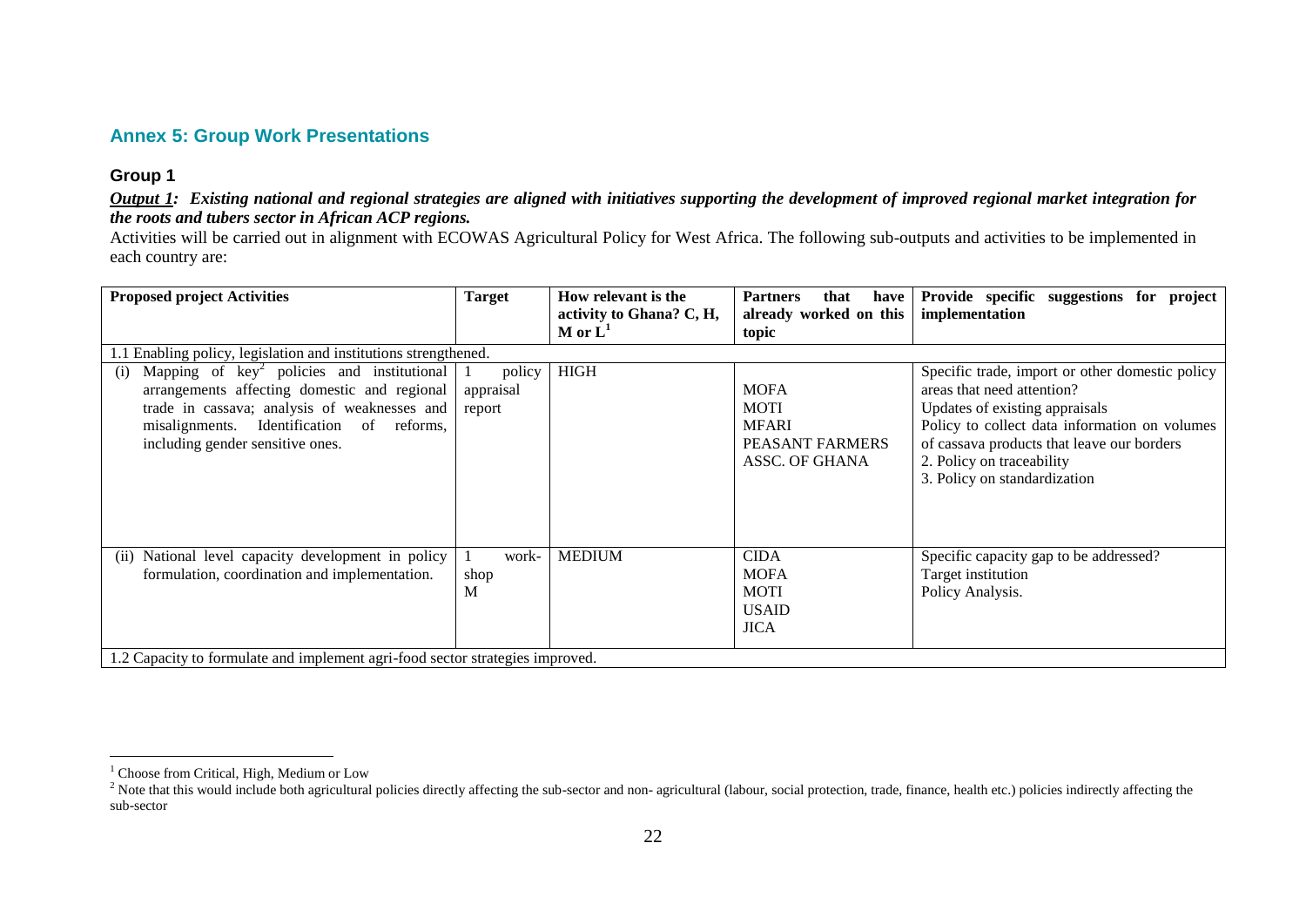## Annex 5: Group Work Presentations

### Group 1

***Output 1:*** ***Existing national and regional strategies are aligned with initiatives supporting the development of improved regional market integration for the roots and tubers sector in African ACP regions.***

Activities will be carried out in alignment with ECOWAS Agricultural Policy for West Africa. The following sub-outputs and activities to be implemented in each country are:

| Proposed project Activities | Target | How relevant is the activity to Ghana? C, H, M or L[1] | Partners that have already worked on this topic | Provide specific suggestions for project implementation |
|---|---|---|---|---|
| 1.1 Enabling policy, legislation and institutions strengthened. | | | | |
| (i) Mapping of key[2] policies and institutional arrangements affecting domestic and regional trade in cassava; analysis of weaknesses and misalignments. Identification of reforms, including gender sensitive ones. | 1 policy appraisal report | HIGH | MOFA<br>MOTI<br>MFARI<br>PEASANT FARMERS ASSC. OF GHANA | Specific trade, import or other domestic policy areas that need attention?<br>Updates of existing appraisals<br>Policy to collect data information on volumes of cassava products that leave our borders<br>2. Policy on traceability<br>3. Policy on standardization |
| (ii) National level capacity development in policy formulation, coordination and implementation. | 1 work-shop M | MEDIUM | CIDA<br>MOFA<br>MOTI<br>USAID<br>JICA | Specific capacity gap to be addressed?<br>Target institution<br>Policy Analysis. |
| 1.2 Capacity to formulate and implement agri-food sector strategies improved. | | | | |

[1] Choose from Critical, High, Medium or Low

[2] Note that this would include both agricultural policies directly affecting the sub-sector and non- agricultural (labour, social protection, trade, finance, health etc.) policies indirectly affecting the sub-sector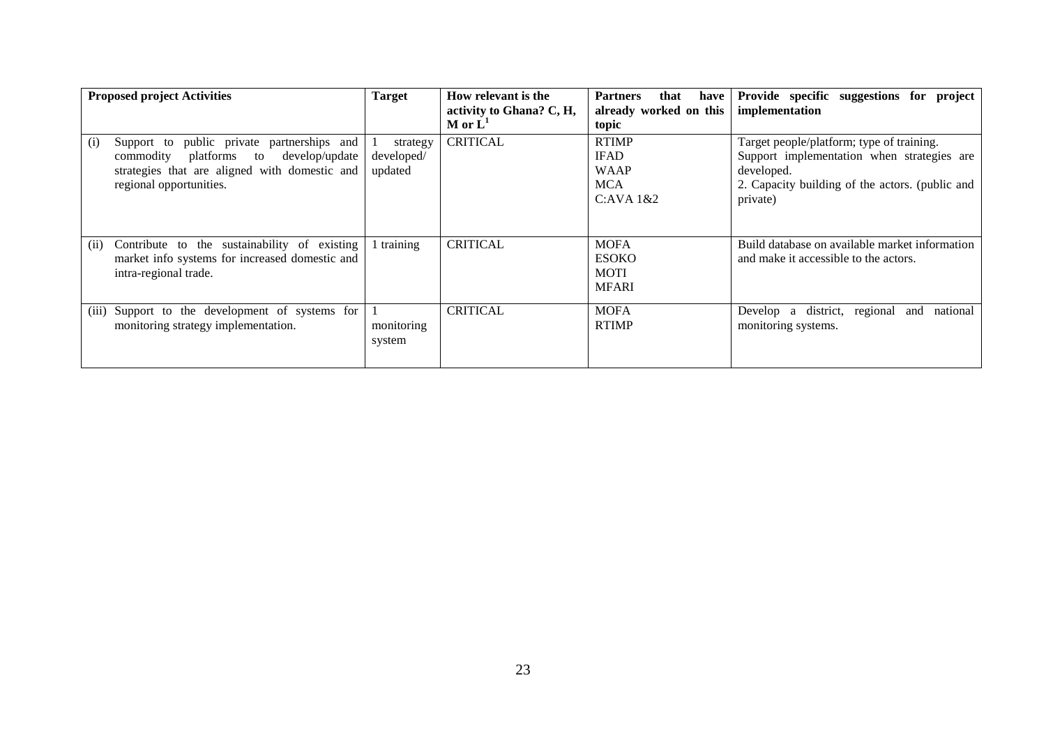| Proposed project Activities | Target | How relevant is the activity to Ghana? C, H, M or L[1] | Partners that have already worked on this topic | Provide specific suggestions for project implementation |
|---|---|---|---|---|
| (i) Support to public private partnerships and commodity platforms to develop/update strategies that are aligned with domestic and regional opportunities. | 1 strategy developed/ updated | CRITICAL | RTIMP<br>IFAD<br>WAAP<br>MCA<br>C:AVA 1&2 | Target people/platform; type of training.<br>Support implementation when strategies are developed.<br>2. Capacity building of the actors. (public and private) |
| (ii) Contribute to the sustainability of existing market info systems for increased domestic and intra-regional trade. | 1 training | CRITICAL | MOFA<br>ESOKO<br>MOTI<br>MFARI | Build database on available market information and make it accessible to the actors. |
| (iii) Support to the development of systems for monitoring strategy implementation. | 1 monitoring system | CRITICAL | MOFA<br>RTIMP | Develop a district, regional and national monitoring systems. |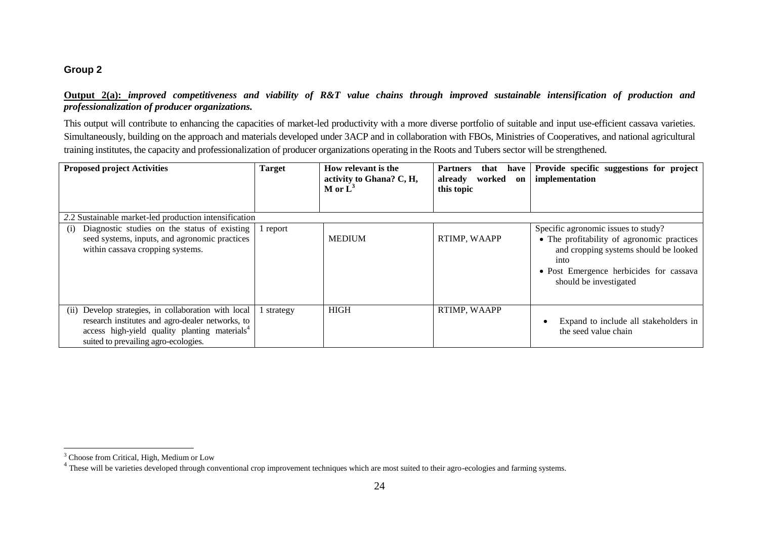## Group 2

**Output 2(a):** ***improved competitiveness and viability of R&T value chains through improved sustainable intensification of production and professionalization of producer organizations.***

This output will contribute to enhancing the capacities of market-led productivity with a more diverse portfolio of suitable and input use-efficient cassava varieties. Simultaneously, building on the approach and materials developed under 3ACP and in collaboration with FBOs, Ministries of Cooperatives, and national agricultural training institutes, the capacity and professionalization of producer organizations operating in the Roots and Tubers sector will be strengthened.

| Proposed project Activities | Target | How relevant is the activity to Ghana? C, H, M or L[3] | Partners that have already worked on this topic | Provide specific suggestions for project implementation |
|---|---|---|---|---|
| *2.*2 Sustainable market-led production intensification | | | | |
| (i) Diagnostic studies on the status of existing seed systems, inputs, and agronomic practices within cassava cropping systems. | 1 report | MEDIUM | RTIMP, WAAPP | Specific agronomic issues to study?<br>• The profitability of agronomic practices and cropping systems should be looked into<br>• Post Emergence herbicides for cassava should be investigated |
| (ii) Develop strategies, in collaboration with local research institutes and agro-dealer networks, to access high-yield quality planting materials[4] suited to prevailing agro-ecologies. | 1 strategy | HIGH | RTIMP, WAAPP | • Expand to include all stakeholders in the seed value chain |

[3] Choose from Critical, High, Medium or Low

[4] These will be varieties developed through conventional crop improvement techniques which are most suited to their agro-ecologies and farming systems.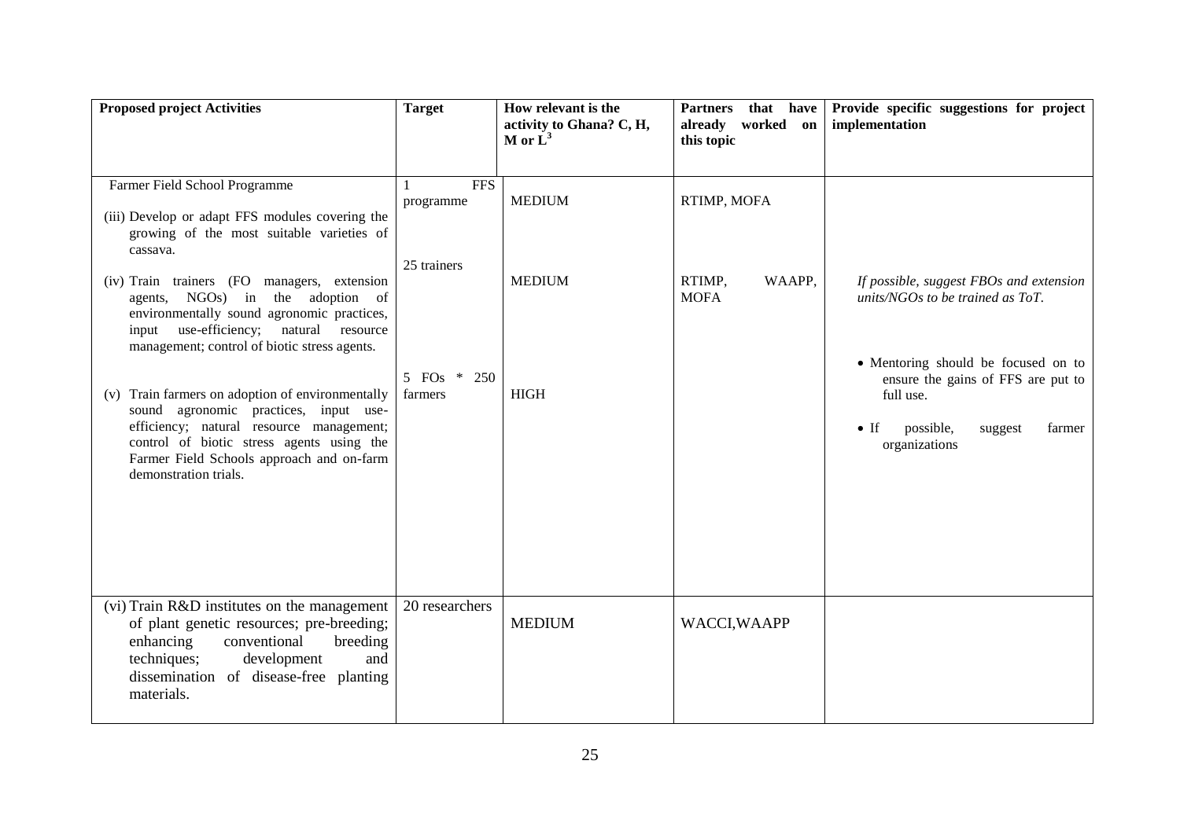| Proposed project Activities | Target | How relevant is the activity to Ghana? C, H, M or L[3] | Partners that have already worked on this topic | Provide specific suggestions for project implementation |
|---|---|---|---|---|
| Farmer Field School Programme<br><br>(iii) Develop or adapt FFS modules covering the growing of the most suitable varieties of cassava. | 1 FFS programme | MEDIUM | RTIMP, MOFA | |
| (iv) Train trainers (FO managers, extension agents, NGOs) in the adoption of environmentally sound agronomic practices, input use-efficiency; natural resource management; control of biotic stress agents. | 25 trainers | MEDIUM | RTIMP, WAAPP, MOFA | *If possible, suggest FBOs and extension units/NGOs to be trained as ToT.* |
| (v) Train farmers on adoption of environmentally sound agronomic practices, input use-efficiency; natural resource management; control of biotic stress agents using the Farmer Field Schools approach and on-farm demonstration trials. | 5 FOs * 250 farmers | HIGH | | • Mentoring should be focused on to ensure the gains of FFS are put to full use.<br>• If possible, suggest farmer organizations |
| (vi) Train R&D institutes on the management of plant genetic resources; pre-breeding; enhancing conventional breeding techniques; development and dissemination of disease-free planting materials. | 20 researchers | MEDIUM | WACCI,WAAPP | |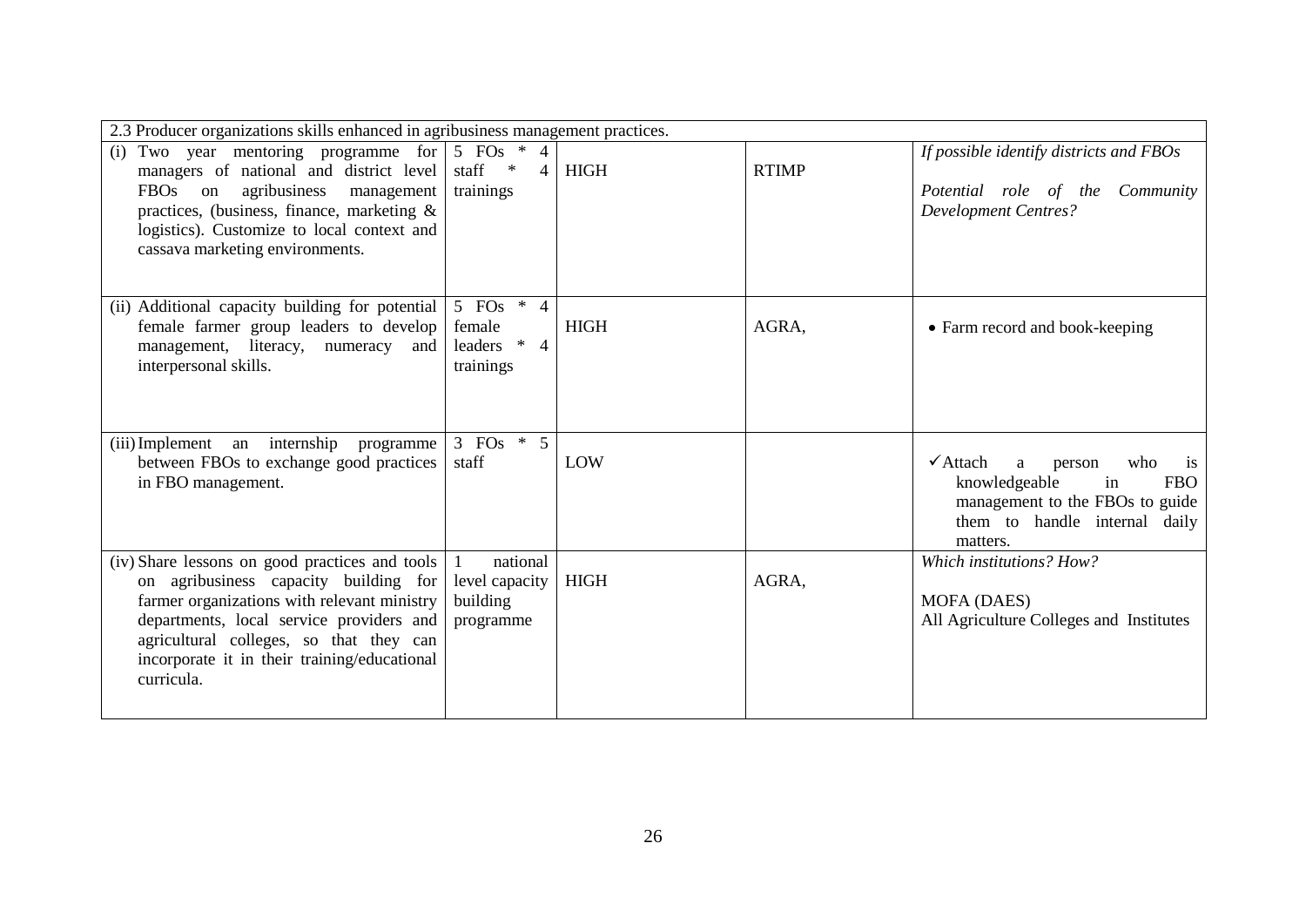| 2.3 Producer organizations skills enhanced in agribusiness management practices. | | | | |
|---|---|---|---|---|
| (i) Two year mentoring programme for managers of national and district level FBOs on agribusiness management practices, (business, finance, marketing & logistics). Customize to local context and cassava marketing environments. | 5 FOs * 4 staff * 4 trainings | HIGH | RTIMP | *If possible identify districts and FBOs*<br><br>*Potential role of the Community Development Centres?* |
| (ii) Additional capacity building for potential female farmer group leaders to develop management, literacy, numeracy and interpersonal skills. | 5 FOs * 4 female leaders * 4 trainings | HIGH | AGRA, | • Farm record and book-keeping |
| (iii) Implement an internship programme between FBOs to exchange good practices in FBO management. | 3 FOs * 5 staff | LOW | | ✓Attach a person who is knowledgeable in FBO management to the FBOs to guide them to handle internal daily matters. |
| (iv) Share lessons on good practices and tools on agribusiness capacity building for farmer organizations with relevant ministry departments, local service providers and agricultural colleges, so that they can incorporate it in their training/educational curricula. | 1 national level capacity building programme | HIGH | AGRA, | *Which institutions? How?*<br><br>MOFA (DAES)<br>All Agriculture Colleges and Institutes |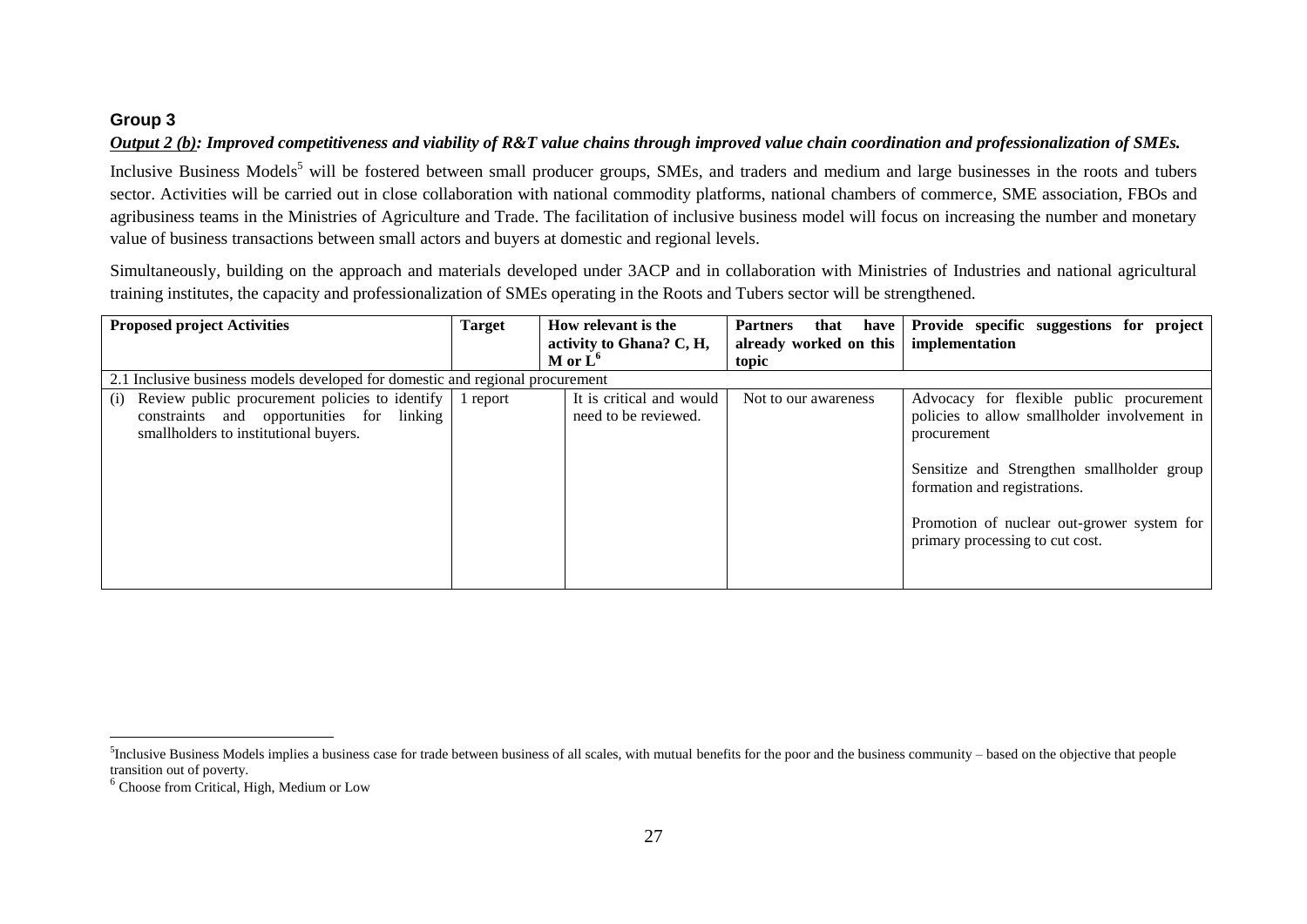### Group 3

***Output 2 (b)*: *Improved competitiveness and viability of R&T value chains through improved value chain coordination and professionalization of SMEs.***

Inclusive Business Models[5] will be fostered between small producer groups, SMEs, and traders and medium and large businesses in the roots and tubers sector. Activities will be carried out in close collaboration with national commodity platforms, national chambers of commerce, SME association, FBOs and agribusiness teams in the Ministries of Agriculture and Trade. The facilitation of inclusive business model will focus on increasing the number and monetary value of business transactions between small actors and buyers at domestic and regional levels.

Simultaneously, building on the approach and materials developed under 3ACP and in collaboration with Ministries of Industries and national agricultural training institutes, the capacity and professionalization of SMEs operating in the Roots and Tubers sector will be strengthened.

| Proposed project Activities | Target | How relevant is the activity to Ghana? C, H, M or L[6] | Partners that have already worked on this topic | Provide specific suggestions for project implementation |
|---|---|---|---|---|
| 2.1 Inclusive business models developed for domestic and regional procurement | | | | |
| (i) Review public procurement policies to identify constraints and opportunities for linking smallholders to institutional buyers. | 1 report | It is critical and would need to be reviewed. | Not to our awareness | Advocacy for flexible public procurement policies to allow smallholder involvement in procurement<br><br>Sensitize and Strengthen smallholder group formation and registrations.<br><br>Promotion of nuclear out-grower system for primary processing to cut cost. |

[5]Inclusive Business Models implies a business case for trade between business of all scales, with mutual benefits for the poor and the business community – based on the objective that people transition out of poverty.

[6] Choose from Critical, High, Medium or Low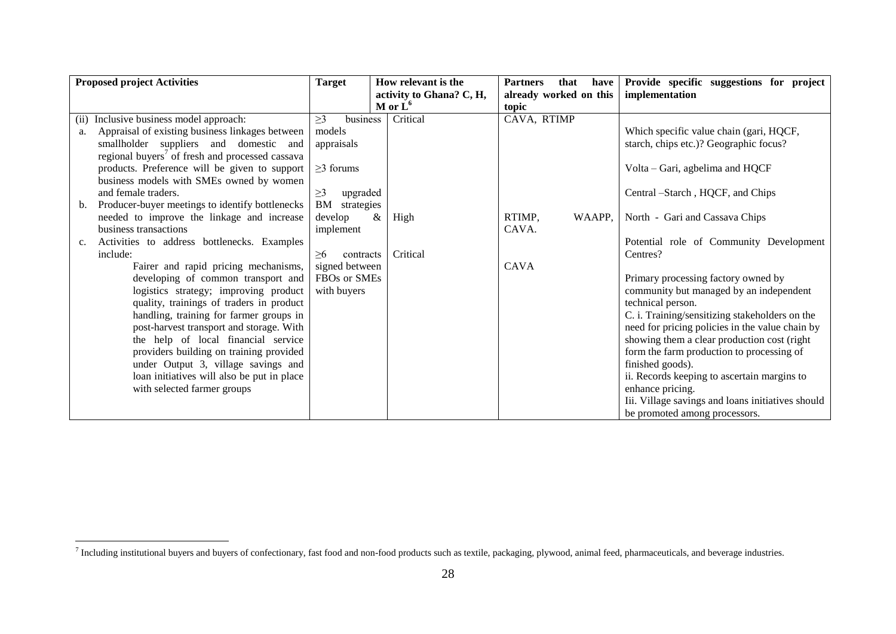| Proposed project Activities | Target | How relevant is the activity to Ghana? C, H, M or L[6] | Partners that have already worked on this topic | Provide specific suggestions for project implementation |
|---|---|---|---|---|
| (ii) Inclusive business model approach:<br>a. Appraisal of existing business linkages between smallholder suppliers and domestic and regional buyers[7] of fresh and processed cassava products. Preference will be given to support business models with SMEs owned by women and female traders. | ≥3 business models appraisals<br><br>≥3 forums | Critical | CAVA, RTIMP | Which specific value chain (gari, HQCF, starch, chips etc.)? Geographic focus?<br><br>Volta – Gari, agbelima and HQCF<br><br>Central –Starch , HQCF, and Chips |
| b. Producer-buyer meetings to identify bottlenecks needed to improve the linkage and increase business transactions | ≥3 upgraded BM strategies develop & implement | High | RTIMP, WAAPP, CAVA. | North - Gari and Cassava Chips<br><br>Potential role of Community Development Centres? |
| c. Activities to address bottlenecks. Examples include:<br>Fairer and rapid pricing mechanisms, developing of common transport and logistics strategy; improving product quality, trainings of traders in product handling, training for farmer groups in post-harvest transport and storage. With the help of local financial service providers building on training provided under Output 3, village savings and loan initiatives will also be put in place with selected farmer groups | ≥6 contracts signed between FBOs or SMEs with buyers | Critical | CAVA | Primary processing factory owned by community but managed by an independent technical person.<br>C. i. Training/sensitizing stakeholders on the need for pricing policies in the value chain by showing them a clear production cost (right form the farm production to processing of finished goods).<br>ii. Records keeping to ascertain margins to enhance pricing.<br>Iii. Village savings and loans initiatives should be promoted among processors. |

[7] Including institutional buyers and buyers of confectionary, fast food and non-food products such as textile, packaging, plywood, animal feed, pharmaceuticals, and beverage industries.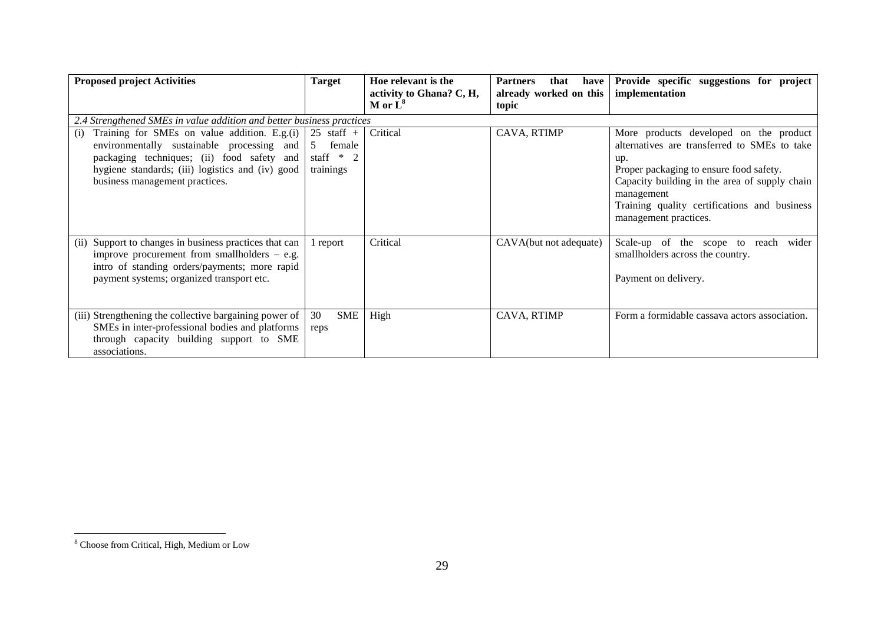| Proposed project Activities | Target | Hoe relevant is the activity to Ghana? C, H, M or L[8] | Partners that have already worked on this topic | Provide specific suggestions for project implementation |
|---|---|---|---|---|
| *2.4 Strengthened SMEs in value addition and better business practices* | | | | |
| (i) Training for SMEs on value addition. E.g.(i) environmentally sustainable processing and packaging techniques; (ii) food safety and hygiene standards; (iii) logistics and (iv) good business management practices. | 25 staff + 5 female staff * 2 trainings | Critical | CAVA, RTIMP | More products developed on the product alternatives are transferred to SMEs to take up.<br>Proper packaging to ensure food safety.<br>Capacity building in the area of supply chain management<br>Training quality certifications and business management practices. |
| (ii) Support to changes in business practices that can improve procurement from smallholders – e.g. intro of standing orders/payments; more rapid payment systems; organized transport etc. | 1 report | Critical | CAVA(but not adequate) | Scale-up of the scope to reach wider smallholders across the country.<br><br>Payment on delivery. |
| (iii) Strengthening the collective bargaining power of SMEs in inter-professional bodies and platforms through capacity building support to SME associations. | 30 SME reps | High | CAVA, RTIMP | Form a formidable cassava actors association. |

[8] Choose from Critical, High, Medium or Low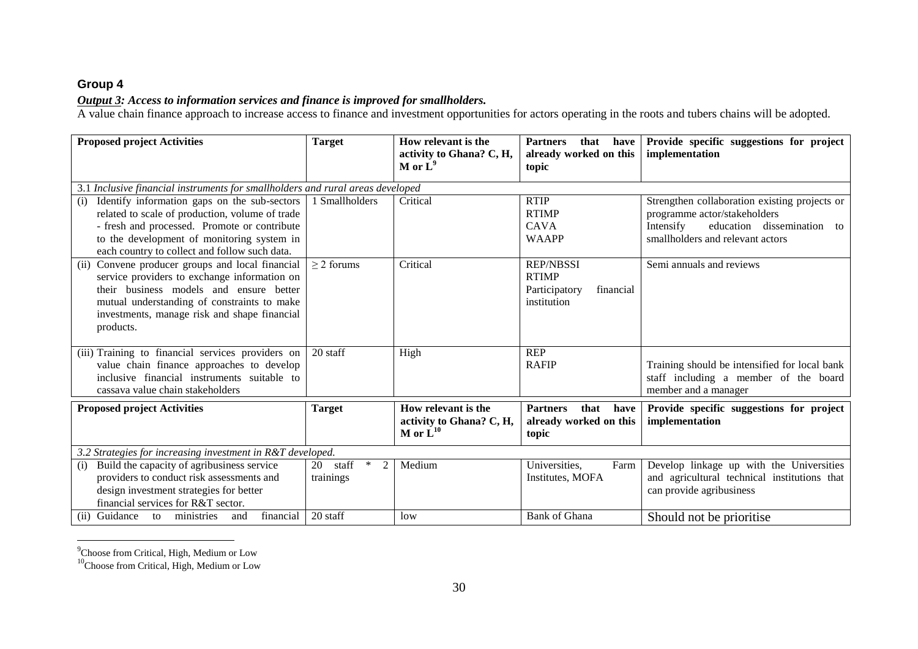## Group 4

***Output 3:*** ***Access to information services and finance is improved for smallholders.***

A value chain finance approach to increase access to finance and investment opportunities for actors operating in the roots and tubers chains will be adopted.

| Proposed project Activities | Target | How relevant is the activity to Ghana? C, H, M or L[9] | Partners that have already worked on this topic | Provide specific suggestions for project implementation |
|---|---|---|---|---|
| *3.1 Inclusive financial instruments for smallholders and rural areas developed* | | | | |
| (i) Identify information gaps on the sub-sectors related to scale of production, volume of trade - fresh and processed. Promote or contribute to the development of monitoring system in each country to collect and follow such data. | 1 Smallholders | Critical | RTIP<br>RTIMP<br>CAVA<br>WAAPP | Strengthen collaboration existing projects or programme actor/stakeholders<br>Intensify education dissemination to smallholders and relevant actors |
| (ii) Convene producer groups and local financial service providers to exchange information on their business models and ensure better mutual understanding of constraints to make investments, manage risk and shape financial products. | ≥ 2 forums | Critical | REP/NBSSI<br>RTIMP<br>Participatory financial institution | Semi annuals and reviews |
| (iii) Training to financial services providers on value chain finance approaches to develop inclusive financial instruments suitable to cassava value chain stakeholders | 20 staff | High | REP<br>RAFIP | Training should be intensified for local bank staff including a member of the board member and a manager |

| Proposed project Activities | Target | How relevant is the activity to Ghana? C, H, M or L[10] | Partners that have already worked on this topic | Provide specific suggestions for project implementation |
|---|---|---|---|---|
| *3.2 Strategies for increasing investment in R&T developed.* | | | | |
| (i) Build the capacity of agribusiness service providers to conduct risk assessments and design investment strategies for better financial services for R&T sector. | 20 staff * 2 trainings | Medium | Universities, Farm Institutes, MOFA | Develop linkage up with the Universities and agricultural technical institutions that can provide agribusiness |
| (ii) Guidance to ministries and financial | 20 staff | low | Bank of Ghana | Should not be prioritise |

[9] Choose from Critical, High, Medium or Low

[10] Choose from Critical, High, Medium or Low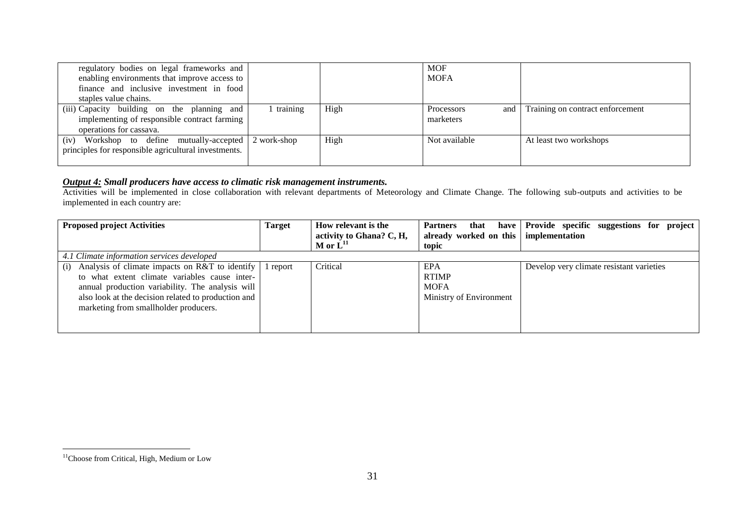| | | | | |
|---|---|---|---|---|
| regulatory bodies on legal frameworks and enabling environments that improve access to finance and inclusive investment in food staples value chains. | | | MOF<br>MOFA | |
| (iii) Capacity building on the planning and implementing of responsible contract farming operations for cassava. | 1 training | High | Processors and marketers | Training on contract enforcement |
| (iv) Workshop to define mutually-accepted principles for responsible agricultural investments. | 2 work-shop | High | Not available | At least two workshops |

***Output 4:*** ***Small producers have access to climatic risk management instruments.***

Activities will be implemented in close collaboration with relevant departments of Meteorology and Climate Change. The following sub-outputs and activities to be implemented in each country are:

| **Proposed project Activities** | **Target** | **How relevant is the activity to Ghana? C, H, M or L**[11] | **Partners that have already worked on this topic** | **Provide specific suggestions for project implementation** |
|---|---|---|---|---|
| *4.1 Climate information services developed* | | | | |
| (i) Analysis of climate impacts on R&T to identify to what extent climate variables cause inter-annual production variability. The analysis will also look at the decision related to production and marketing from smallholder producers. | 1 report | Critical | EPA<br>RTIMP<br>MOFA<br>Ministry of Environment | Develop very climate resistant varieties |

[11]Choose from Critical, High, Medium or Low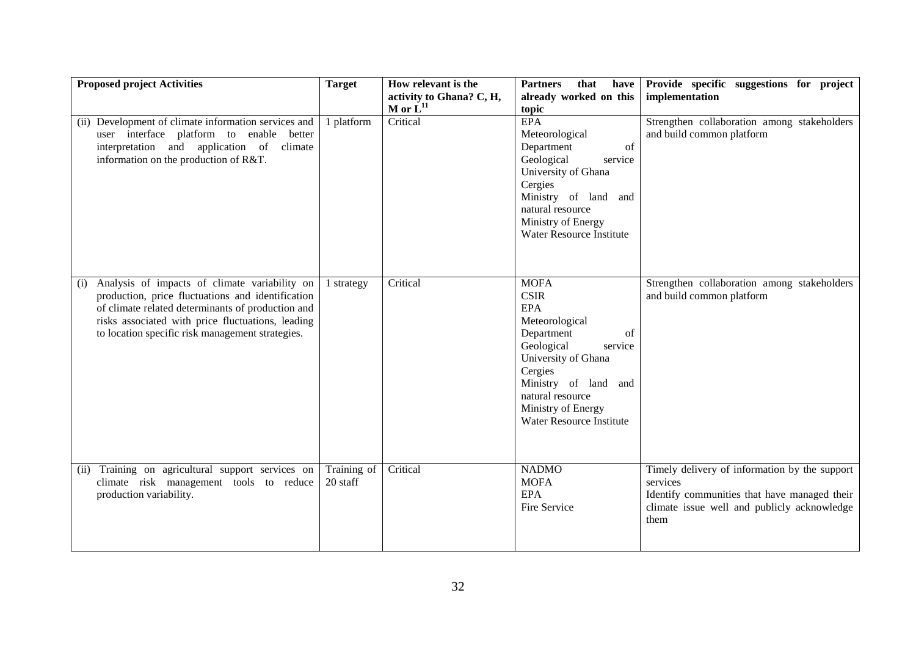| Proposed project Activities | Target | How relevant is the activity to Ghana? C, H, M or L[11] | Partners that have already worked on this topic | Provide specific suggestions for project implementation |
|---|---|---|---|---|
| (ii) Development of climate information services and user interface platform to enable better interpretation and application of climate information on the production of R&T. | 1 platform | Critical | EPA<br>Meteorological Department of Geological service<br>University of Ghana<br>Cergies<br>Ministry of land and natural resource<br>Ministry of Energy<br>Water Resource Institute | Strengthen collaboration among stakeholders and build common platform |
| (i) Analysis of impacts of climate variability on production, price fluctuations and identification of climate related determinants of production and risks associated with price fluctuations, leading to location specific risk management strategies. | 1 strategy | Critical | MOFA<br>CSIR<br>EPA<br>Meteorological Department of Geological service<br>University of Ghana<br>Cergies<br>Ministry of land and natural resource<br>Ministry of Energy<br>Water Resource Institute | Strengthen collaboration among stakeholders and build common platform |
| (ii) Training on agricultural support services on climate risk management tools to reduce production variability. | Training of 20 staff | Critical | NADMO<br>MOFA<br>EPA<br>Fire Service | Timely delivery of information by the support services<br>Identify communities that have managed their climate issue well and publicly acknowledge them |